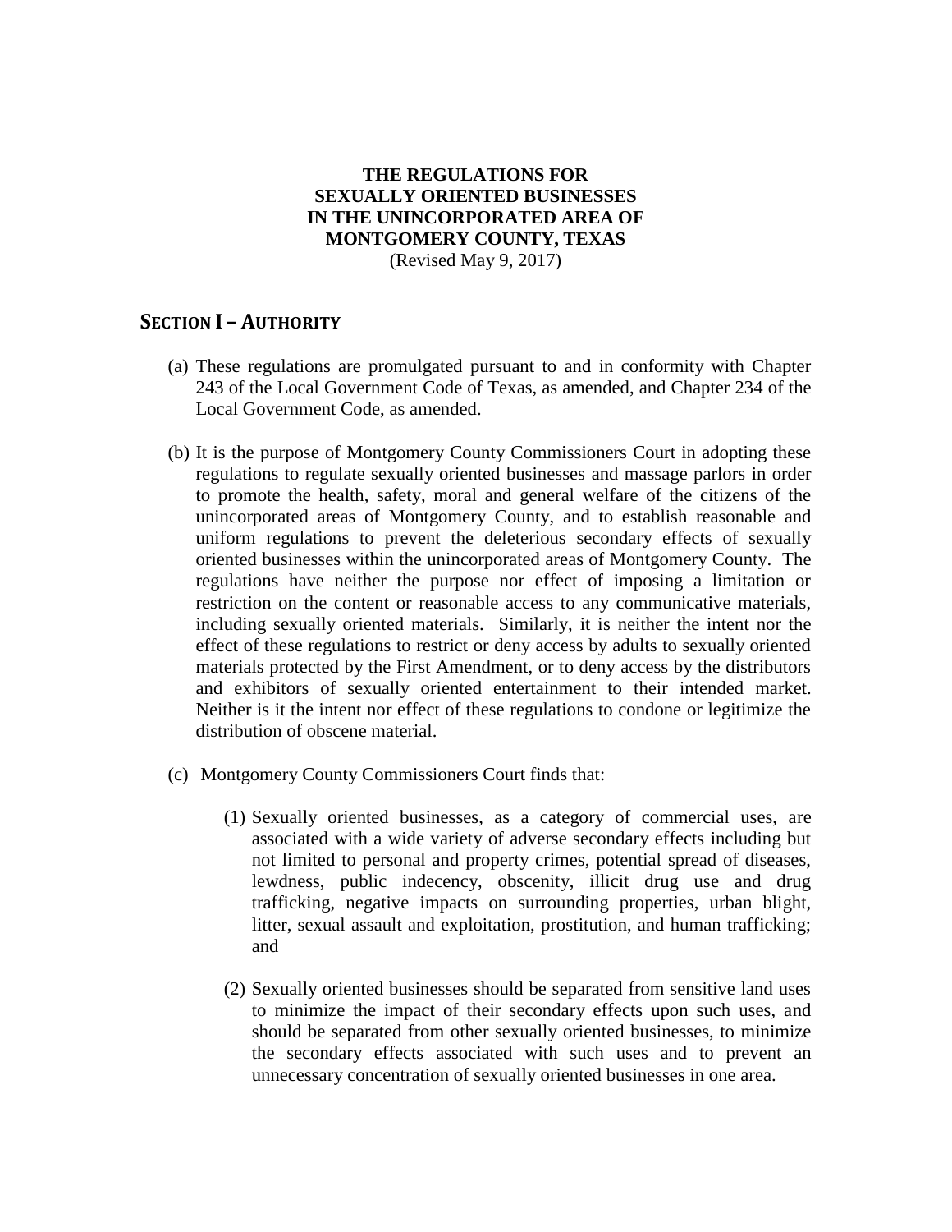# THE REGULATIONS FOR SEXUALLY ORIENTED BUSINESSES IN THE UNINCORPORATED AREA OF MONTGOMERY COUNTY, TEXAS

(Revised May 9, 2017)

## SECTION I – AUTHORITY

(a) These regulations are promulgated pursuant to and in conformity with Chapter 243 of the Local Government Code of Texas, as amended, and Chapter 234 of the Local Government Code, as amended.

(b) It is the purpose of Montgomery County Commissioners Court in adopting these regulations to regulate sexually oriented businesses and massage parlors in order to promote the health, safety, moral and general welfare of the citizens of the unincorporated areas of Montgomery County, and to establish reasonable and uniform regulations to prevent the deleterious secondary effects of sexually oriented businesses within the unincorporated areas of Montgomery County. The regulations have neither the purpose nor effect of imposing a limitation or restriction on the content or reasonable access to any communicative materials, including sexually oriented materials. Similarly, it is neither the intent nor the effect of these regulations to restrict or deny access by adults to sexually oriented materials protected by the First Amendment, or to deny access by the distributors and exhibitors of sexually oriented entertainment to their intended market. Neither is it the intent nor effect of these regulations to condone or legitimize the distribution of obscene material.

(c) Montgomery County Commissioners Court finds that:

(1) Sexually oriented businesses, as a category of commercial uses, are associated with a wide variety of adverse secondary effects including but not limited to personal and property crimes, potential spread of diseases, lewdness, public indecency, obscenity, illicit drug use and drug trafficking, negative impacts on surrounding properties, urban blight, litter, sexual assault and exploitation, prostitution, and human trafficking; and

(2) Sexually oriented businesses should be separated from sensitive land uses to minimize the impact of their secondary effects upon such uses, and should be separated from other sexually oriented businesses, to minimize the secondary effects associated with such uses and to prevent an unnecessary concentration of sexually oriented businesses in one area.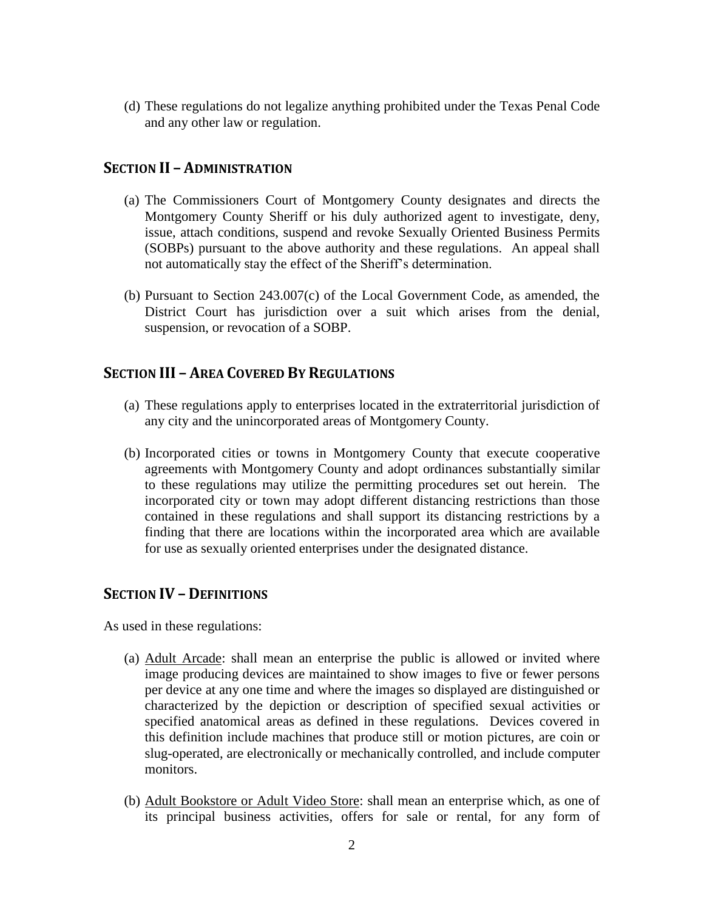(d) These regulations do not legalize anything prohibited under the Texas Penal Code and any other law or regulation.

## SECTION II – ADMINISTRATION

(a) The Commissioners Court of Montgomery County designates and directs the Montgomery County Sheriff or his duly authorized agent to investigate, deny, issue, attach conditions, suspend and revoke Sexually Oriented Business Permits (SOBPs) pursuant to the above authority and these regulations. An appeal shall not automatically stay the effect of the Sheriff's determination.

(b) Pursuant to Section 243.007(c) of the Local Government Code, as amended, the District Court has jurisdiction over a suit which arises from the denial, suspension, or revocation of a SOBP.

## SECTION III – AREA COVERED BY REGULATIONS

(a) These regulations apply to enterprises located in the extraterritorial jurisdiction of any city and the unincorporated areas of Montgomery County.

(b) Incorporated cities or towns in Montgomery County that execute cooperative agreements with Montgomery County and adopt ordinances substantially similar to these regulations may utilize the permitting procedures set out herein. The incorporated city or town may adopt different distancing restrictions than those contained in these regulations and shall support its distancing restrictions by a finding that there are locations within the incorporated area which are available for use as sexually oriented enterprises under the designated distance.

## SECTION IV – DEFINITIONS

As used in these regulations:

(a) <u>Adult Arcade</u>: shall mean an enterprise the public is allowed or invited where image producing devices are maintained to show images to five or fewer persons per device at any one time and where the images so displayed are distinguished or characterized by the depiction or description of specified sexual activities or specified anatomical areas as defined in these regulations. Devices covered in this definition include machines that produce still or motion pictures, are coin or slug-operated, are electronically or mechanically controlled, and include computer monitors.

(b) <u>Adult Bookstore or Adult Video Store</u>: shall mean an enterprise which, as one of its principal business activities, offers for sale or rental, for any form of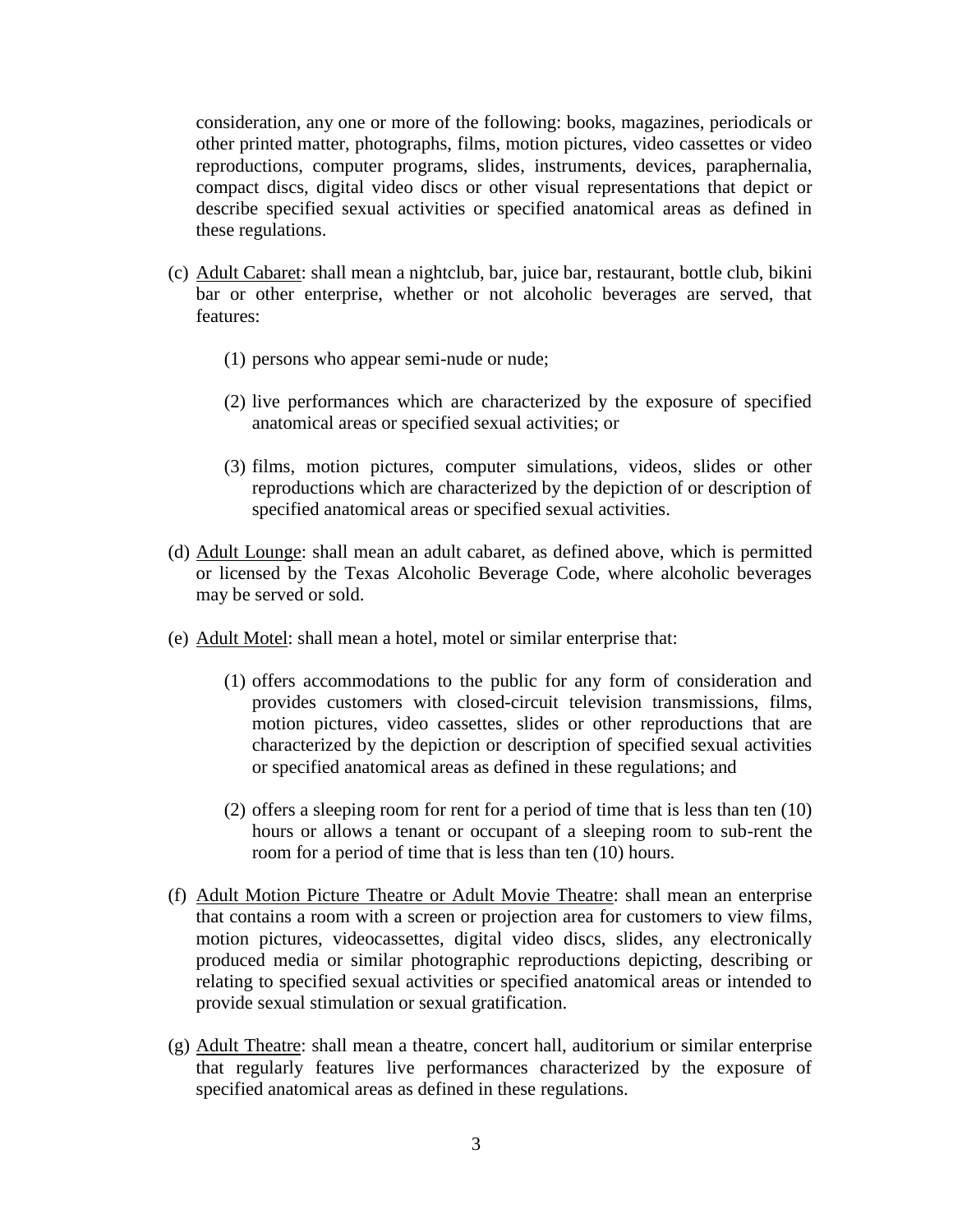consideration, any one or more of the following: books, magazines, periodicals or other printed matter, photographs, films, motion pictures, video cassettes or video reproductions, computer programs, slides, instruments, devices, paraphernalia, compact discs, digital video discs or other visual representations that depict or describe specified sexual activities or specified anatomical areas as defined in these regulations.

(c) Adult Cabaret: shall mean a nightclub, bar, juice bar, restaurant, bottle club, bikini bar or other enterprise, whether or not alcoholic beverages are served, that features:

(1) persons who appear semi-nude or nude;

(2) live performances which are characterized by the exposure of specified anatomical areas or specified sexual activities; or

(3) films, motion pictures, computer simulations, videos, slides or other reproductions which are characterized by the depiction of or description of specified anatomical areas or specified sexual activities.

(d) Adult Lounge: shall mean an adult cabaret, as defined above, which is permitted or licensed by the Texas Alcoholic Beverage Code, where alcoholic beverages may be served or sold.

(e) Adult Motel: shall mean a hotel, motel or similar enterprise that:

(1) offers accommodations to the public for any form of consideration and provides customers with closed-circuit television transmissions, films, motion pictures, video cassettes, slides or other reproductions that are characterized by the depiction or description of specified sexual activities or specified anatomical areas as defined in these regulations; and

(2) offers a sleeping room for rent for a period of time that is less than ten (10) hours or allows a tenant or occupant of a sleeping room to sub-rent the room for a period of time that is less than ten (10) hours.

(f) Adult Motion Picture Theatre or Adult Movie Theatre: shall mean an enterprise that contains a room with a screen or projection area for customers to view films, motion pictures, videocassettes, digital video discs, slides, any electronically produced media or similar photographic reproductions depicting, describing or relating to specified sexual activities or specified anatomical areas or intended to provide sexual stimulation or sexual gratification.

(g) Adult Theatre: shall mean a theatre, concert hall, auditorium or similar enterprise that regularly features live performances characterized by the exposure of specified anatomical areas as defined in these regulations.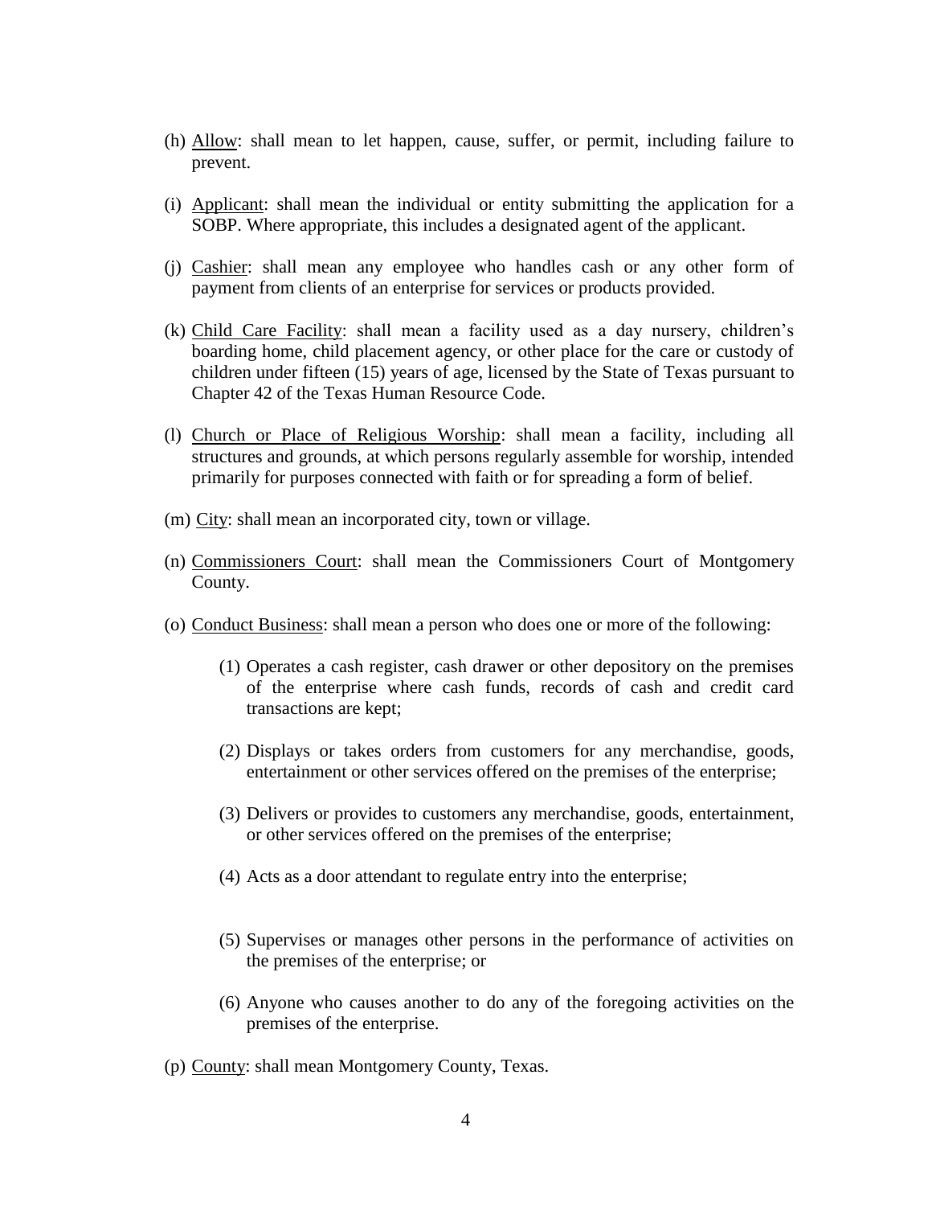(h) Allow: shall mean to let happen, cause, suffer, or permit, including failure to prevent.

(i) Applicant: shall mean the individual or entity submitting the application for a SOBP. Where appropriate, this includes a designated agent of the applicant.

(j) Cashier: shall mean any employee who handles cash or any other form of payment from clients of an enterprise for services or products provided.

(k) Child Care Facility: shall mean a facility used as a day nursery, children's boarding home, child placement agency, or other place for the care or custody of children under fifteen (15) years of age, licensed by the State of Texas pursuant to Chapter 42 of the Texas Human Resource Code.

(l) Church or Place of Religious Worship: shall mean a facility, including all structures and grounds, at which persons regularly assemble for worship, intended primarily for purposes connected with faith or for spreading a form of belief.

(m) City: shall mean an incorporated city, town or village.

(n) Commissioners Court: shall mean the Commissioners Court of Montgomery County.

(o) Conduct Business: shall mean a person who does one or more of the following:

(1) Operates a cash register, cash drawer or other depository on the premises of the enterprise where cash funds, records of cash and credit card transactions are kept;

(2) Displays or takes orders from customers for any merchandise, goods, entertainment or other services offered on the premises of the enterprise;

(3) Delivers or provides to customers any merchandise, goods, entertainment, or other services offered on the premises of the enterprise;

(4) Acts as a door attendant to regulate entry into the enterprise;

(5) Supervises or manages other persons in the performance of activities on the premises of the enterprise; or

(6) Anyone who causes another to do any of the foregoing activities on the premises of the enterprise.

(p) County: shall mean Montgomery County, Texas.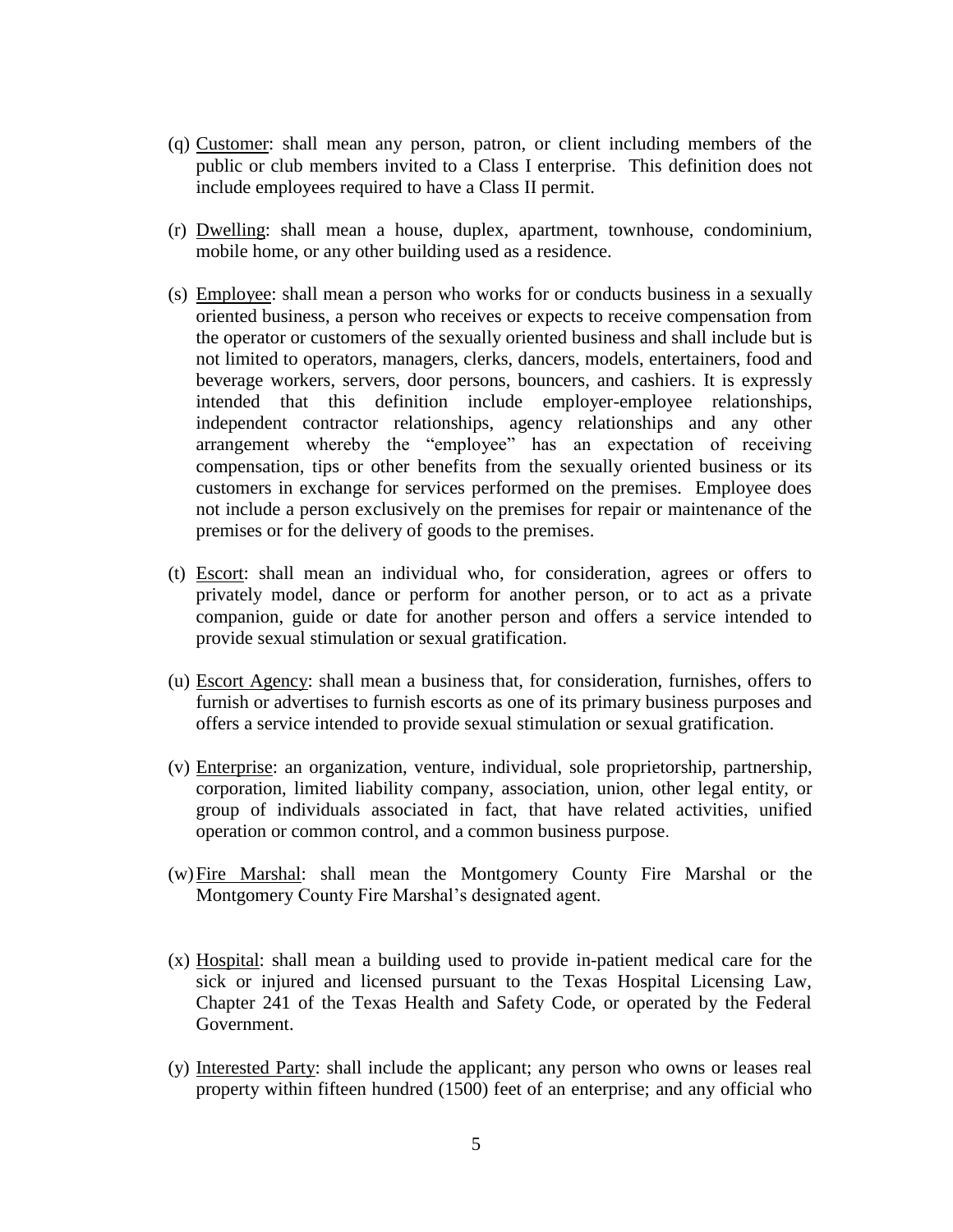(q) Customer: shall mean any person, patron, or client including members of the public or club members invited to a Class I enterprise. This definition does not include employees required to have a Class II permit.

(r) Dwelling: shall mean a house, duplex, apartment, townhouse, condominium, mobile home, or any other building used as a residence.

(s) Employee: shall mean a person who works for or conducts business in a sexually oriented business, a person who receives or expects to receive compensation from the operator or customers of the sexually oriented business and shall include but is not limited to operators, managers, clerks, dancers, models, entertainers, food and beverage workers, servers, door persons, bouncers, and cashiers. It is expressly intended that this definition include employer-employee relationships, independent contractor relationships, agency relationships and any other arrangement whereby the "employee" has an expectation of receiving compensation, tips or other benefits from the sexually oriented business or its customers in exchange for services performed on the premises. Employee does not include a person exclusively on the premises for repair or maintenance of the premises or for the delivery of goods to the premises.

(t) Escort: shall mean an individual who, for consideration, agrees or offers to privately model, dance or perform for another person, or to act as a private companion, guide or date for another person and offers a service intended to provide sexual stimulation or sexual gratification.

(u) Escort Agency: shall mean a business that, for consideration, furnishes, offers to furnish or advertises to furnish escorts as one of its primary business purposes and offers a service intended to provide sexual stimulation or sexual gratification.

(v) Enterprise: an organization, venture, individual, sole proprietorship, partnership, corporation, limited liability company, association, union, other legal entity, or group of individuals associated in fact, that have related activities, unified operation or common control, and a common business purpose.

(w) Fire Marshal: shall mean the Montgomery County Fire Marshal or the Montgomery County Fire Marshal's designated agent.

(x) Hospital: shall mean a building used to provide in-patient medical care for the sick or injured and licensed pursuant to the Texas Hospital Licensing Law, Chapter 241 of the Texas Health and Safety Code, or operated by the Federal Government.

(y) Interested Party: shall include the applicant; any person who owns or leases real property within fifteen hundred (1500) feet of an enterprise; and any official who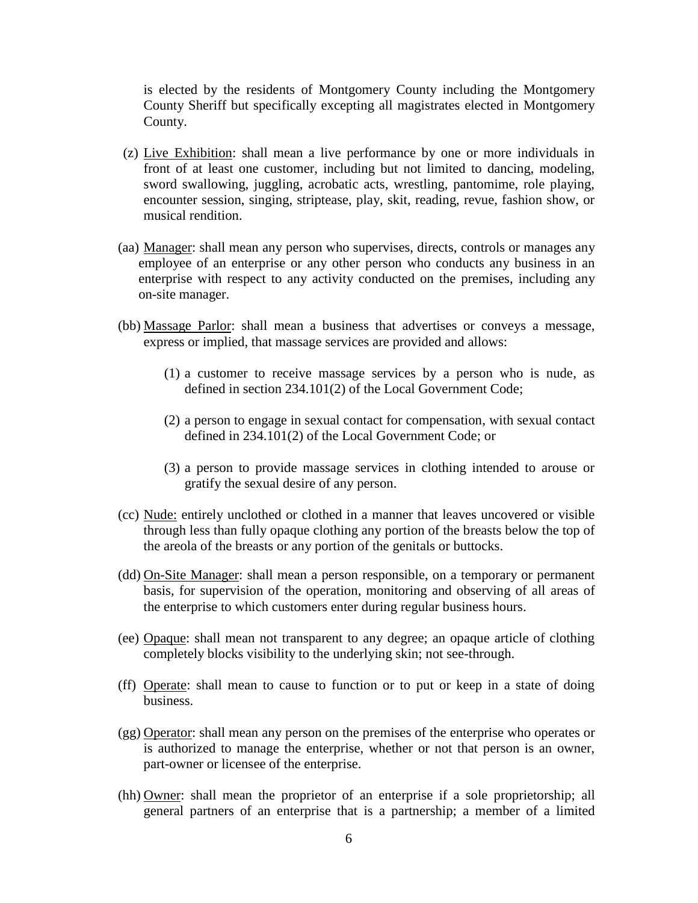is elected by the residents of Montgomery County including the Montgomery County Sheriff but specifically excepting all magistrates elected in Montgomery County.

(z) Live Exhibition: shall mean a live performance by one or more individuals in front of at least one customer, including but not limited to dancing, modeling, sword swallowing, juggling, acrobatic acts, wrestling, pantomime, role playing, encounter session, singing, striptease, play, skit, reading, revue, fashion show, or musical rendition.

(aa) Manager: shall mean any person who supervises, directs, controls or manages any employee of an enterprise or any other person who conducts any business in an enterprise with respect to any activity conducted on the premises, including any on-site manager.

(bb) Massage Parlor: shall mean a business that advertises or conveys a message, express or implied, that massage services are provided and allows:

(1) a customer to receive massage services by a person who is nude, as defined in section 234.101(2) of the Local Government Code;

(2) a person to engage in sexual contact for compensation, with sexual contact defined in 234.101(2) of the Local Government Code; or

(3) a person to provide massage services in clothing intended to arouse or gratify the sexual desire of any person.

(cc) Nude: entirely unclothed or clothed in a manner that leaves uncovered or visible through less than fully opaque clothing any portion of the breasts below the top of the areola of the breasts or any portion of the genitals or buttocks.

(dd) On-Site Manager: shall mean a person responsible, on a temporary or permanent basis, for supervision of the operation, monitoring and observing of all areas of the enterprise to which customers enter during regular business hours.

(ee) Opaque: shall mean not transparent to any degree; an opaque article of clothing completely blocks visibility to the underlying skin; not see-through.

(ff) Operate: shall mean to cause to function or to put or keep in a state of doing business.

(gg) Operator: shall mean any person on the premises of the enterprise who operates or is authorized to manage the enterprise, whether or not that person is an owner, part-owner or licensee of the enterprise.

(hh) Owner: shall mean the proprietor of an enterprise if a sole proprietorship; all general partners of an enterprise that is a partnership; a member of a limited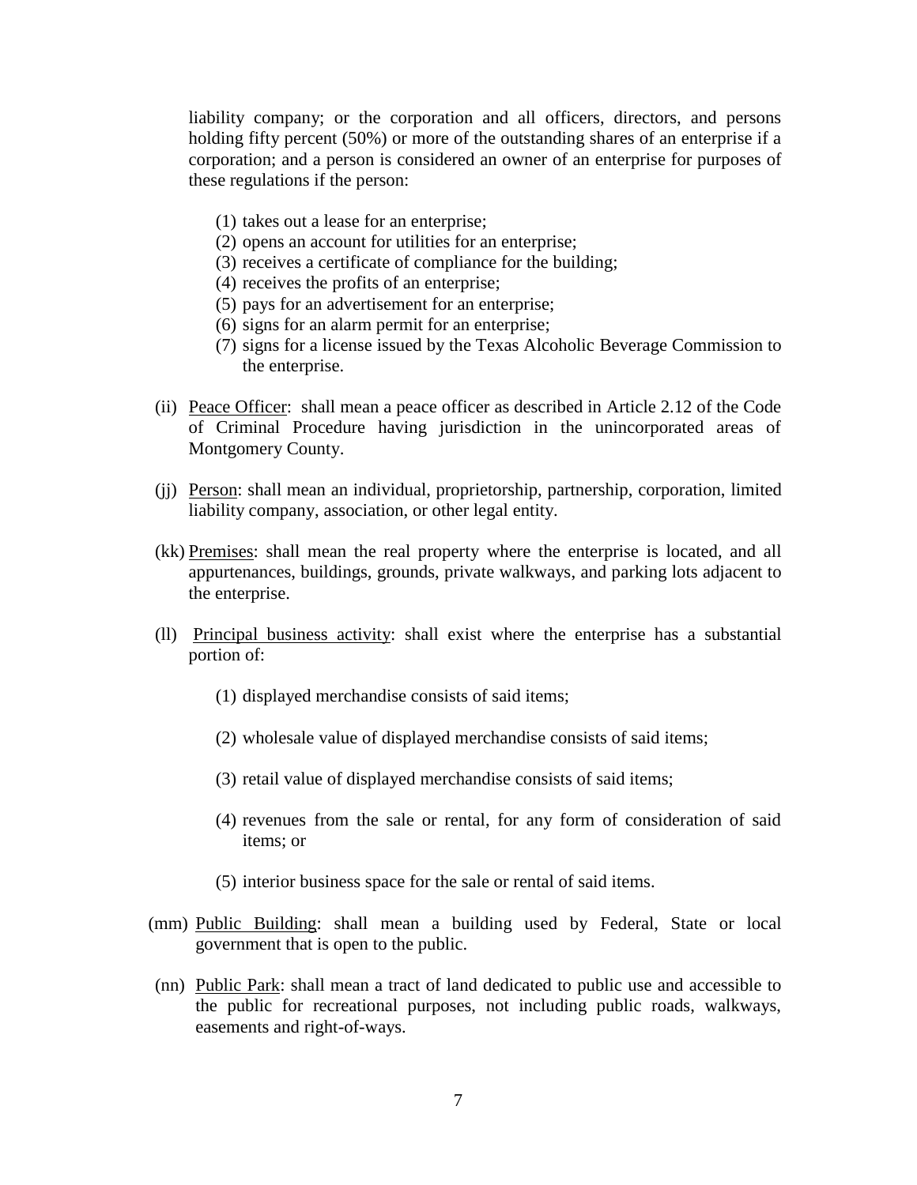liability company; or the corporation and all officers, directors, and persons holding fifty percent (50%) or more of the outstanding shares of an enterprise if a corporation; and a person is considered an owner of an enterprise for purposes of these regulations if the person:

(1) takes out a lease for an enterprise;
(2) opens an account for utilities for an enterprise;
(3) receives a certificate of compliance for the building;
(4) receives the profits of an enterprise;
(5) pays for an advertisement for an enterprise;
(6) signs for an alarm permit for an enterprise;
(7) signs for a license issued by the Texas Alcoholic Beverage Commission to the enterprise.

(ii) Peace Officer: shall mean a peace officer as described in Article 2.12 of the Code of Criminal Procedure having jurisdiction in the unincorporated areas of Montgomery County.

(jj) Person: shall mean an individual, proprietorship, partnership, corporation, limited liability company, association, or other legal entity.

(kk) Premises: shall mean the real property where the enterprise is located, and all appurtenances, buildings, grounds, private walkways, and parking lots adjacent to the enterprise.

(ll) Principal business activity: shall exist where the enterprise has a substantial portion of:

(1) displayed merchandise consists of said items;

(2) wholesale value of displayed merchandise consists of said items;

(3) retail value of displayed merchandise consists of said items;

(4) revenues from the sale or rental, for any form of consideration of said items; or

(5) interior business space for the sale or rental of said items.

(mm) Public Building: shall mean a building used by Federal, State or local government that is open to the public.

(nn) Public Park: shall mean a tract of land dedicated to public use and accessible to the public for recreational purposes, not including public roads, walkways, easements and right-of-ways.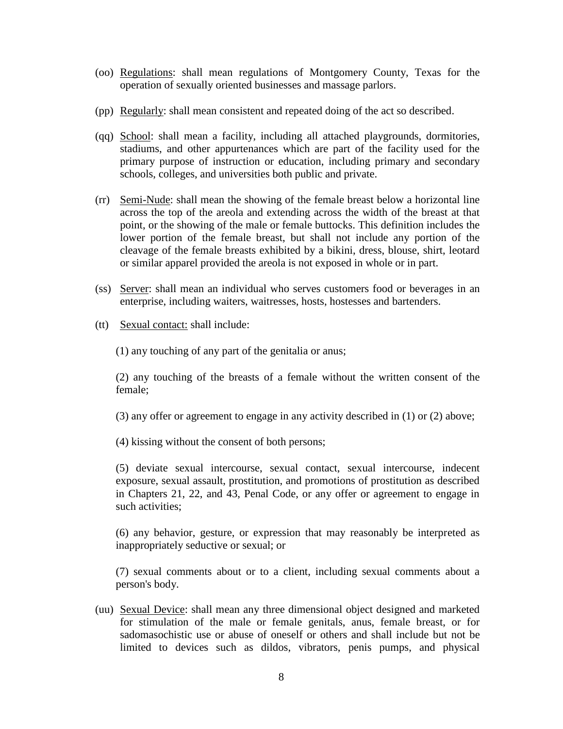(oo) Regulations: shall mean regulations of Montgomery County, Texas for the operation of sexually oriented businesses and massage parlors.

(pp) Regularly: shall mean consistent and repeated doing of the act so described.

(qq) School: shall mean a facility, including all attached playgrounds, dormitories, stadiums, and other appurtenances which are part of the facility used for the primary purpose of instruction or education, including primary and secondary schools, colleges, and universities both public and private.

(rr) Semi-Nude: shall mean the showing of the female breast below a horizontal line across the top of the areola and extending across the width of the breast at that point, or the showing of the male or female buttocks. This definition includes the lower portion of the female breast, but shall not include any portion of the cleavage of the female breasts exhibited by a bikini, dress, blouse, shirt, leotard or similar apparel provided the areola is not exposed in whole or in part.

(ss) Server: shall mean an individual who serves customers food or beverages in an enterprise, including waiters, waitresses, hosts, hostesses and bartenders.

(tt) Sexual contact: shall include:

(1) any touching of any part of the genitalia or anus;

(2) any touching of the breasts of a female without the written consent of the female;

(3) any offer or agreement to engage in any activity described in (1) or (2) above;

(4) kissing without the consent of both persons;

(5) deviate sexual intercourse, sexual contact, sexual intercourse, indecent exposure, sexual assault, prostitution, and promotions of prostitution as described in Chapters 21, 22, and 43, Penal Code, or any offer or agreement to engage in such activities;

(6) any behavior, gesture, or expression that may reasonably be interpreted as inappropriately seductive or sexual; or

(7) sexual comments about or to a client, including sexual comments about a person's body.

(uu) Sexual Device: shall mean any three dimensional object designed and marketed for stimulation of the male or female genitals, anus, female breast, or for sadomasochistic use or abuse of oneself or others and shall include but not be limited to devices such as dildos, vibrators, penis pumps, and physical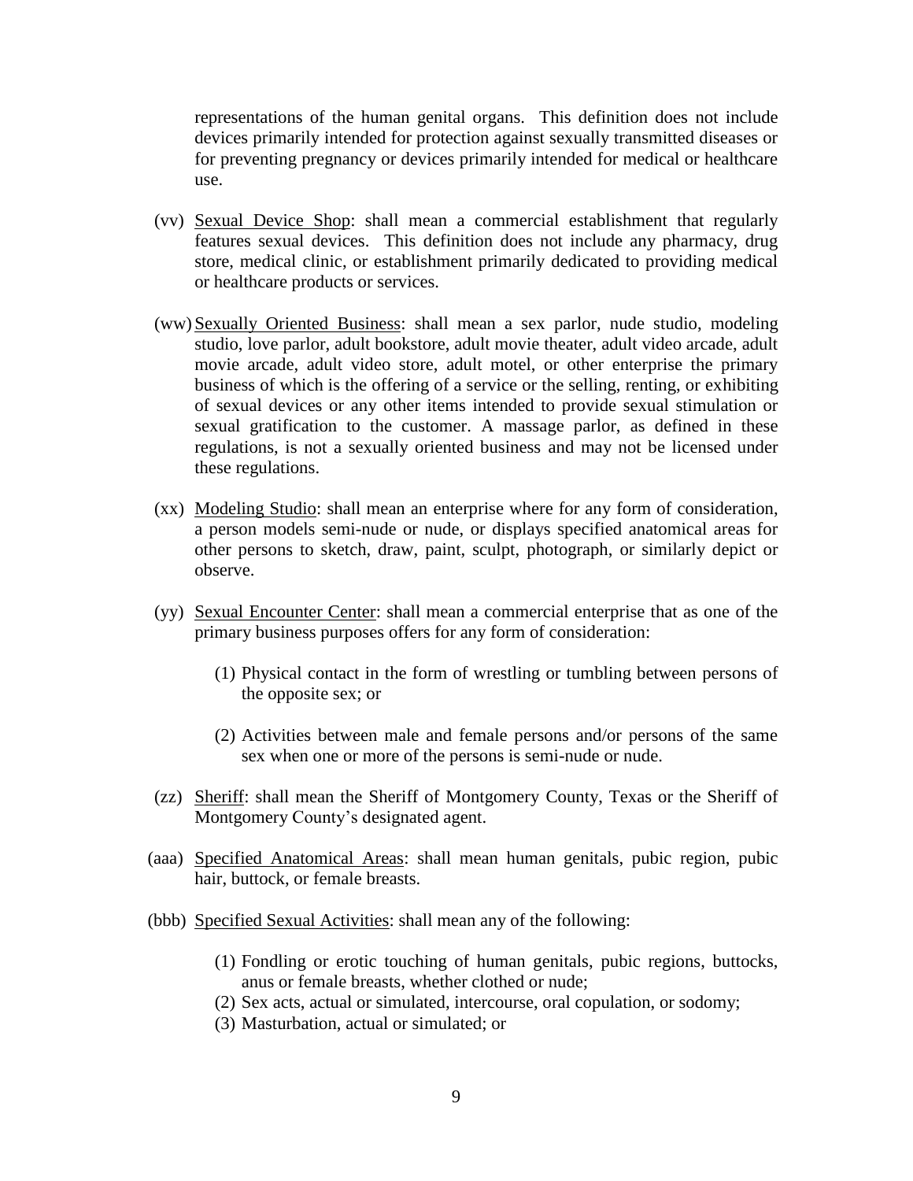representations of the human genital organs. This definition does not include devices primarily intended for protection against sexually transmitted diseases or for preventing pregnancy or devices primarily intended for medical or healthcare use.

(vv) <u>Sexual Device Shop</u>: shall mean a commercial establishment that regularly features sexual devices. This definition does not include any pharmacy, drug store, medical clinic, or establishment primarily dedicated to providing medical or healthcare products or services.

(ww) <u>Sexually Oriented Business</u>: shall mean a sex parlor, nude studio, modeling studio, love parlor, adult bookstore, adult movie theater, adult video arcade, adult movie arcade, adult video store, adult motel, or other enterprise the primary business of which is the offering of a service or the selling, renting, or exhibiting of sexual devices or any other items intended to provide sexual stimulation or sexual gratification to the customer. A massage parlor, as defined in these regulations, is not a sexually oriented business and may not be licensed under these regulations.

(xx) <u>Modeling Studio</u>: shall mean an enterprise where for any form of consideration, a person models semi-nude or nude, or displays specified anatomical areas for other persons to sketch, draw, paint, sculpt, photograph, or similarly depict or observe.

(yy) <u>Sexual Encounter Center</u>: shall mean a commercial enterprise that as one of the primary business purposes offers for any form of consideration:

(1) Physical contact in the form of wrestling or tumbling between persons of the opposite sex; or

(2) Activities between male and female persons and/or persons of the same sex when one or more of the persons is semi-nude or nude.

(zz) <u>Sheriff</u>: shall mean the Sheriff of Montgomery County, Texas or the Sheriff of Montgomery County's designated agent.

(aaa) <u>Specified Anatomical Areas</u>: shall mean human genitals, pubic region, pubic hair, buttock, or female breasts.

(bbb) <u>Specified Sexual Activities</u>: shall mean any of the following:

(1) Fondling or erotic touching of human genitals, pubic regions, buttocks, anus or female breasts, whether clothed or nude;
(2) Sex acts, actual or simulated, intercourse, oral copulation, or sodomy;
(3) Masturbation, actual or simulated; or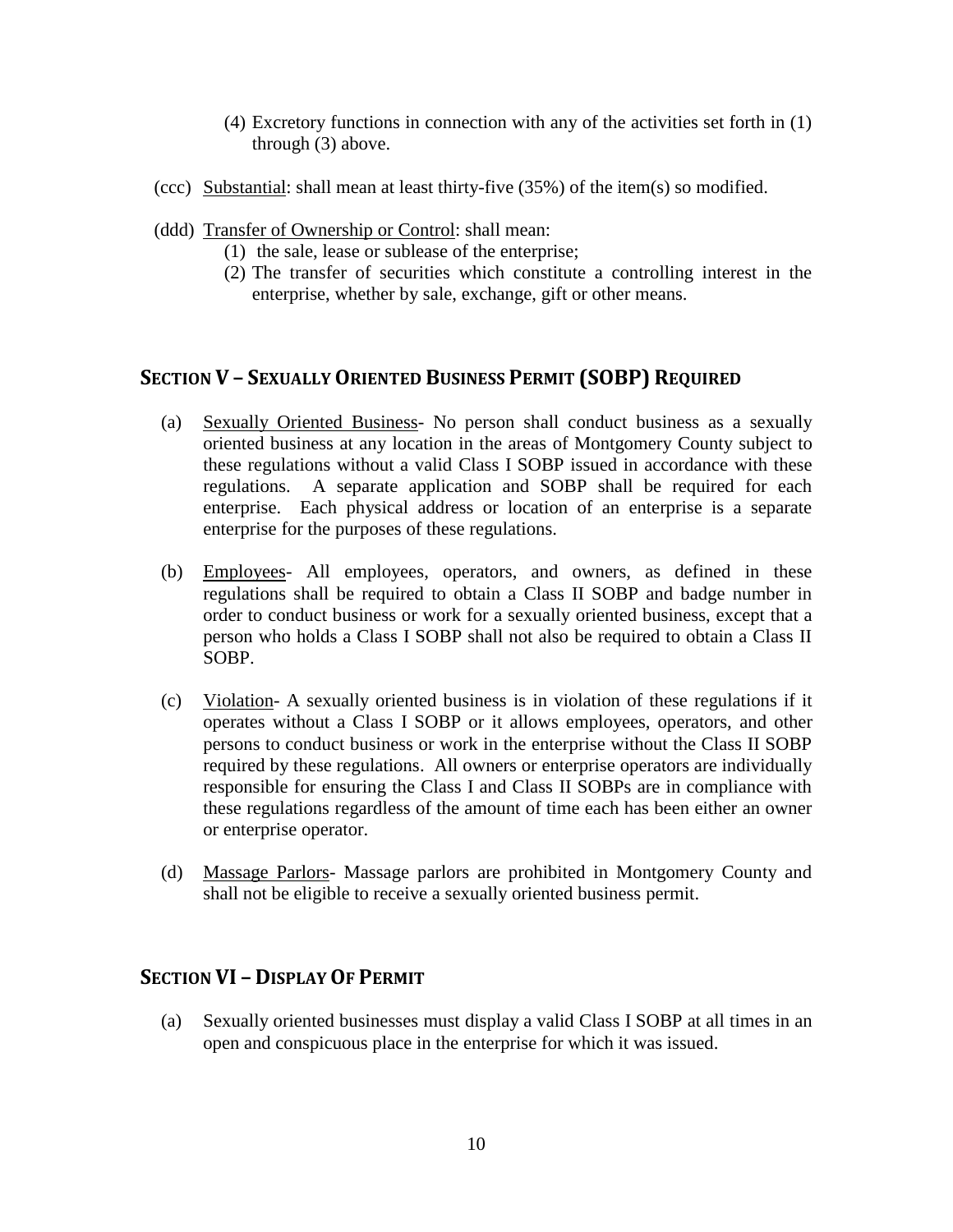(4) Excretory functions in connection with any of the activities set forth in (1) through (3) above.

(ccc) Substantial: shall mean at least thirty-five (35%) of the item(s) so modified.

(ddd) Transfer of Ownership or Control: shall mean:
(1) the sale, lease or sublease of the enterprise;
(2) The transfer of securities which constitute a controlling interest in the enterprise, whether by sale, exchange, gift or other means.

## SECTION V – SEXUALLY ORIENTED BUSINESS PERMIT (SOBP) REQUIRED

(a) Sexually Oriented Business- No person shall conduct business as a sexually oriented business at any location in the areas of Montgomery County subject to these regulations without a valid Class I SOBP issued in accordance with these regulations. A separate application and SOBP shall be required for each enterprise. Each physical address or location of an enterprise is a separate enterprise for the purposes of these regulations.

(b) Employees- All employees, operators, and owners, as defined in these regulations shall be required to obtain a Class II SOBP and badge number in order to conduct business or work for a sexually oriented business, except that a person who holds a Class I SOBP shall not also be required to obtain a Class II SOBP.

(c) Violation- A sexually oriented business is in violation of these regulations if it operates without a Class I SOBP or it allows employees, operators, and other persons to conduct business or work in the enterprise without the Class II SOBP required by these regulations. All owners or enterprise operators are individually responsible for ensuring the Class I and Class II SOBPs are in compliance with these regulations regardless of the amount of time each has been either an owner or enterprise operator.

(d) Massage Parlors- Massage parlors are prohibited in Montgomery County and shall not be eligible to receive a sexually oriented business permit.

## SECTION VI – DISPLAY OF PERMIT

(a) Sexually oriented businesses must display a valid Class I SOBP at all times in an open and conspicuous place in the enterprise for which it was issued.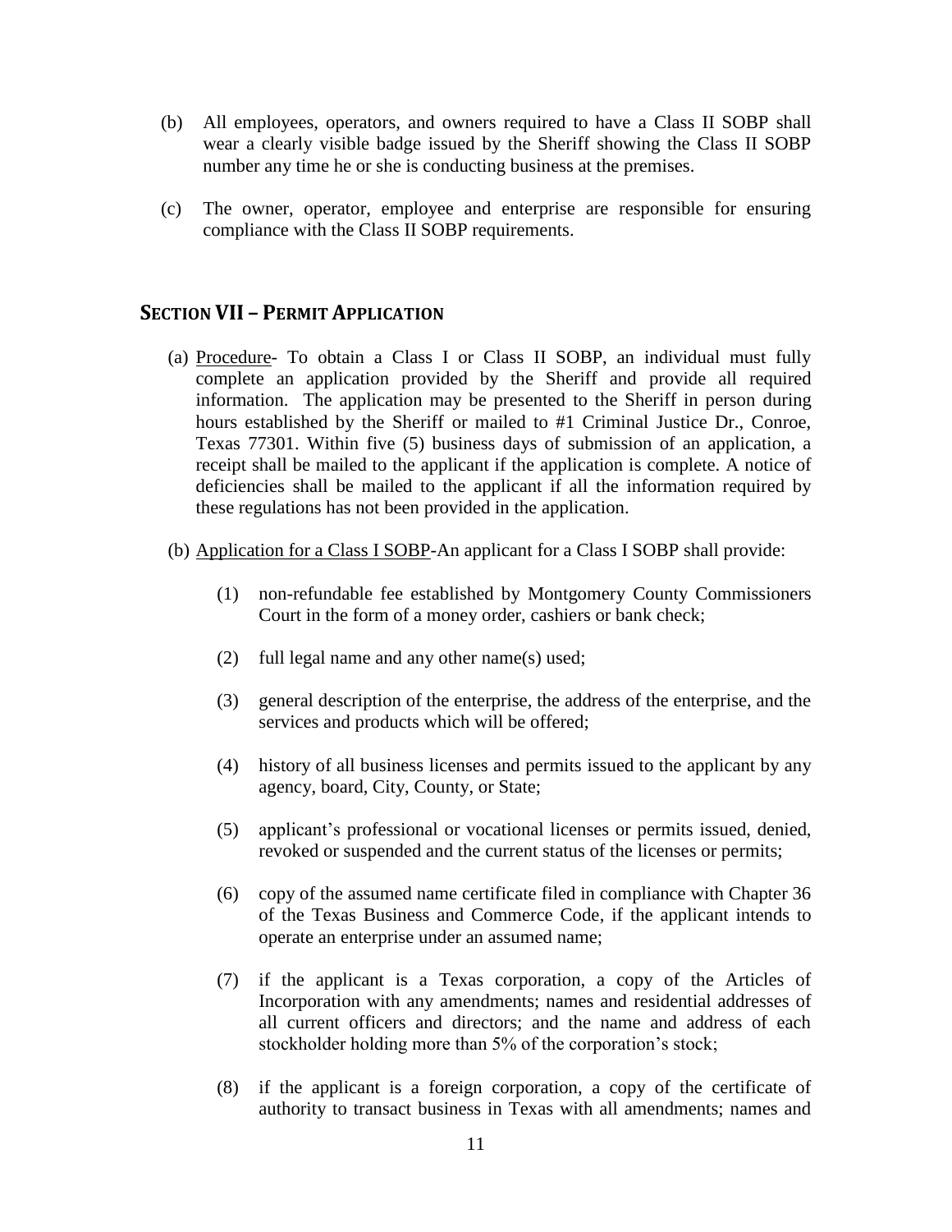(b) All employees, operators, and owners required to have a Class II SOBP shall wear a clearly visible badge issued by the Sheriff showing the Class II SOBP number any time he or she is conducting business at the premises.

(c) The owner, operator, employee and enterprise are responsible for ensuring compliance with the Class II SOBP requirements.

## SECTION VII – PERMIT APPLICATION

(a) <u>Procedure</u>- To obtain a Class I or Class II SOBP, an individual must fully complete an application provided by the Sheriff and provide all required information. The application may be presented to the Sheriff in person during hours established by the Sheriff or mailed to #1 Criminal Justice Dr., Conroe, Texas 77301. Within five (5) business days of submission of an application, a receipt shall be mailed to the applicant if the application is complete. A notice of deficiencies shall be mailed to the applicant if all the information required by these regulations has not been provided in the application.

(b) <u>Application for a Class I SOBP</u>-An applicant for a Class I SOBP shall provide:

(1) non-refundable fee established by Montgomery County Commissioners Court in the form of a money order, cashiers or bank check;

(2) full legal name and any other name(s) used;

(3) general description of the enterprise, the address of the enterprise, and the services and products which will be offered;

(4) history of all business licenses and permits issued to the applicant by any agency, board, City, County, or State;

(5) applicant's professional or vocational licenses or permits issued, denied, revoked or suspended and the current status of the licenses or permits;

(6) copy of the assumed name certificate filed in compliance with Chapter 36 of the Texas Business and Commerce Code, if the applicant intends to operate an enterprise under an assumed name;

(7) if the applicant is a Texas corporation, a copy of the Articles of Incorporation with any amendments; names and residential addresses of all current officers and directors; and the name and address of each stockholder holding more than 5% of the corporation's stock;

(8) if the applicant is a foreign corporation, a copy of the certificate of authority to transact business in Texas with all amendments; names and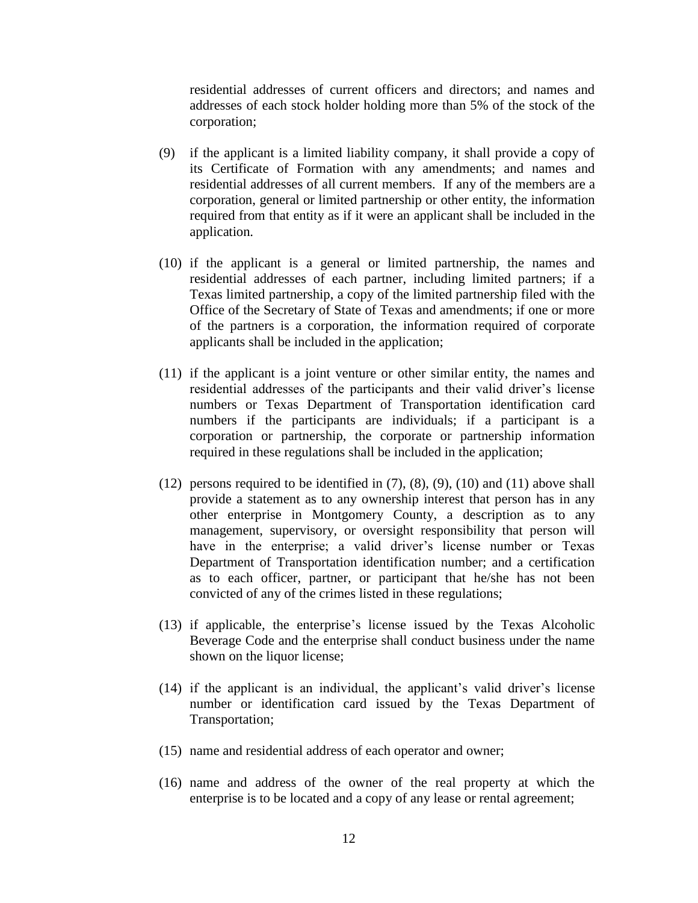residential addresses of current officers and directors; and names and addresses of each stock holder holding more than 5% of the stock of the corporation;

(9) if the applicant is a limited liability company, it shall provide a copy of its Certificate of Formation with any amendments; and names and residential addresses of all current members. If any of the members are a corporation, general or limited partnership or other entity, the information required from that entity as if it were an applicant shall be included in the application.

(10) if the applicant is a general or limited partnership, the names and residential addresses of each partner, including limited partners; if a Texas limited partnership, a copy of the limited partnership filed with the Office of the Secretary of State of Texas and amendments; if one or more of the partners is a corporation, the information required of corporate applicants shall be included in the application;

(11) if the applicant is a joint venture or other similar entity, the names and residential addresses of the participants and their valid driver's license numbers or Texas Department of Transportation identification card numbers if the participants are individuals; if a participant is a corporation or partnership, the corporate or partnership information required in these regulations shall be included in the application;

(12) persons required to be identified in (7), (8), (9), (10) and (11) above shall provide a statement as to any ownership interest that person has in any other enterprise in Montgomery County, a description as to any management, supervisory, or oversight responsibility that person will have in the enterprise; a valid driver's license number or Texas Department of Transportation identification number; and a certification as to each officer, partner, or participant that he/she has not been convicted of any of the crimes listed in these regulations;

(13) if applicable, the enterprise's license issued by the Texas Alcoholic Beverage Code and the enterprise shall conduct business under the name shown on the liquor license;

(14) if the applicant is an individual, the applicant's valid driver's license number or identification card issued by the Texas Department of Transportation;

(15) name and residential address of each operator and owner;

(16) name and address of the owner of the real property at which the enterprise is to be located and a copy of any lease or rental agreement;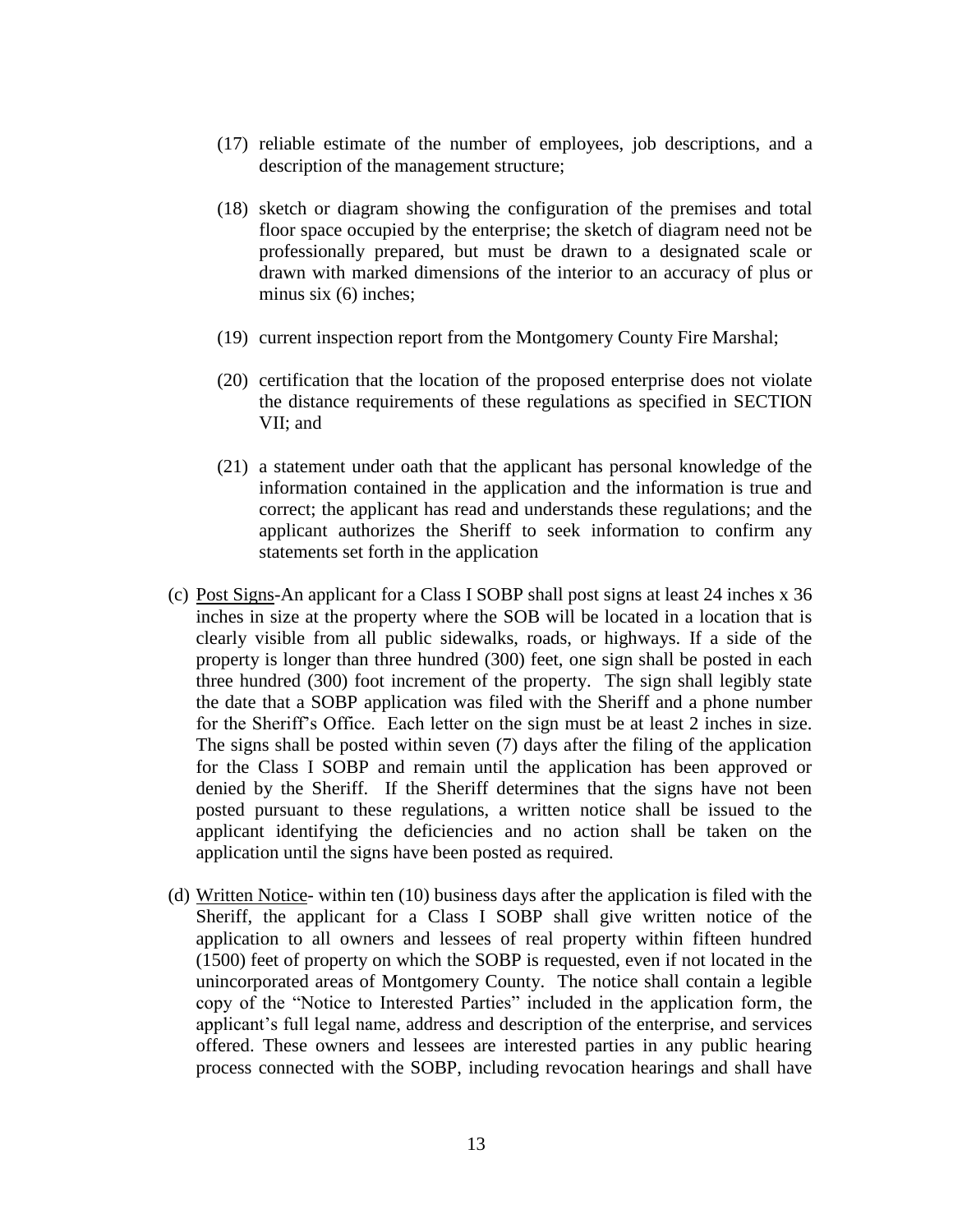(17) reliable estimate of the number of employees, job descriptions, and a description of the management structure;

(18) sketch or diagram showing the configuration of the premises and total floor space occupied by the enterprise; the sketch of diagram need not be professionally prepared, but must be drawn to a designated scale or drawn with marked dimensions of the interior to an accuracy of plus or minus six (6) inches;

(19) current inspection report from the Montgomery County Fire Marshal;

(20) certification that the location of the proposed enterprise does not violate the distance requirements of these regulations as specified in SECTION VII; and

(21) a statement under oath that the applicant has personal knowledge of the information contained in the application and the information is true and correct; the applicant has read and understands these regulations; and the applicant authorizes the Sheriff to seek information to confirm any statements set forth in the application

(c) <u>Post Signs</u>-An applicant for a Class I SOBP shall post signs at least 24 inches x 36 inches in size at the property where the SOB will be located in a location that is clearly visible from all public sidewalks, roads, or highways. If a side of the property is longer than three hundred (300) feet, one sign shall be posted in each three hundred (300) foot increment of the property. The sign shall legibly state the date that a SOBP application was filed with the Sheriff and a phone number for the Sheriff's Office. Each letter on the sign must be at least 2 inches in size. The signs shall be posted within seven (7) days after the filing of the application for the Class I SOBP and remain until the application has been approved or denied by the Sheriff. If the Sheriff determines that the signs have not been posted pursuant to these regulations, a written notice shall be issued to the applicant identifying the deficiencies and no action shall be taken on the application until the signs have been posted as required.

(d) <u>Written Notice</u>- within ten (10) business days after the application is filed with the Sheriff, the applicant for a Class I SOBP shall give written notice of the application to all owners and lessees of real property within fifteen hundred (1500) feet of property on which the SOBP is requested, even if not located in the unincorporated areas of Montgomery County. The notice shall contain a legible copy of the "Notice to Interested Parties" included in the application form, the applicant's full legal name, address and description of the enterprise, and services offered. These owners and lessees are interested parties in any public hearing process connected with the SOBP, including revocation hearings and shall have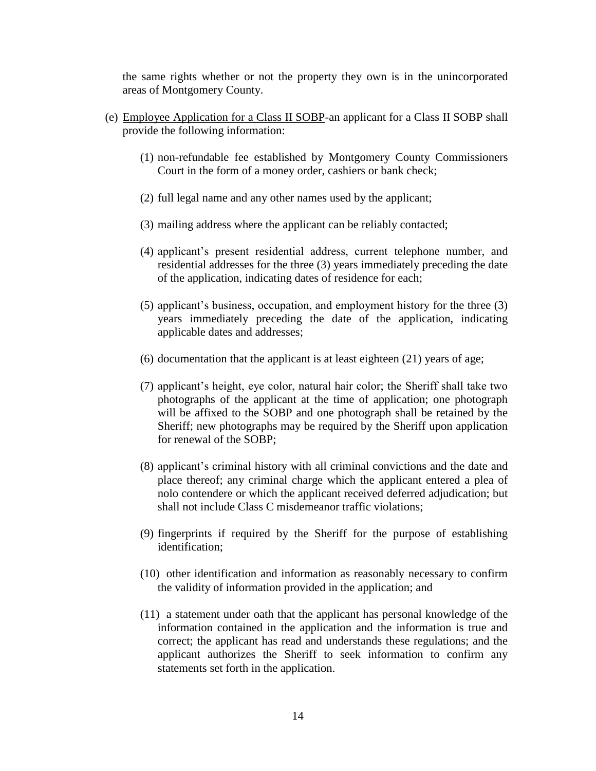the same rights whether or not the property they own is in the unincorporated areas of Montgomery County.

(e) <u>Employee Application for a Class II SOBP</u>-an applicant for a Class II SOBP shall provide the following information:

   (1) non-refundable fee established by Montgomery County Commissioners Court in the form of a money order, cashiers or bank check;

   (2) full legal name and any other names used by the applicant;

   (3) mailing address where the applicant can be reliably contacted;

   (4) applicant's present residential address, current telephone number, and residential addresses for the three (3) years immediately preceding the date of the application, indicating dates of residence for each;

   (5) applicant's business, occupation, and employment history for the three (3) years immediately preceding the date of the application, indicating applicable dates and addresses;

   (6) documentation that the applicant is at least eighteen (21) years of age;

   (7) applicant's height, eye color, natural hair color; the Sheriff shall take two photographs of the applicant at the time of application; one photograph will be affixed to the SOBP and one photograph shall be retained by the Sheriff; new photographs may be required by the Sheriff upon application for renewal of the SOBP;

   (8) applicant's criminal history with all criminal convictions and the date and place thereof; any criminal charge which the applicant entered a plea of nolo contendere or which the applicant received deferred adjudication; but shall not include Class C misdemeanor traffic violations;

   (9) fingerprints if required by the Sheriff for the purpose of establishing identification;

   (10) other identification and information as reasonably necessary to confirm the validity of information provided in the application; and

   (11) a statement under oath that the applicant has personal knowledge of the information contained in the application and the information is true and correct; the applicant has read and understands these regulations; and the applicant authorizes the Sheriff to seek information to confirm any statements set forth in the application.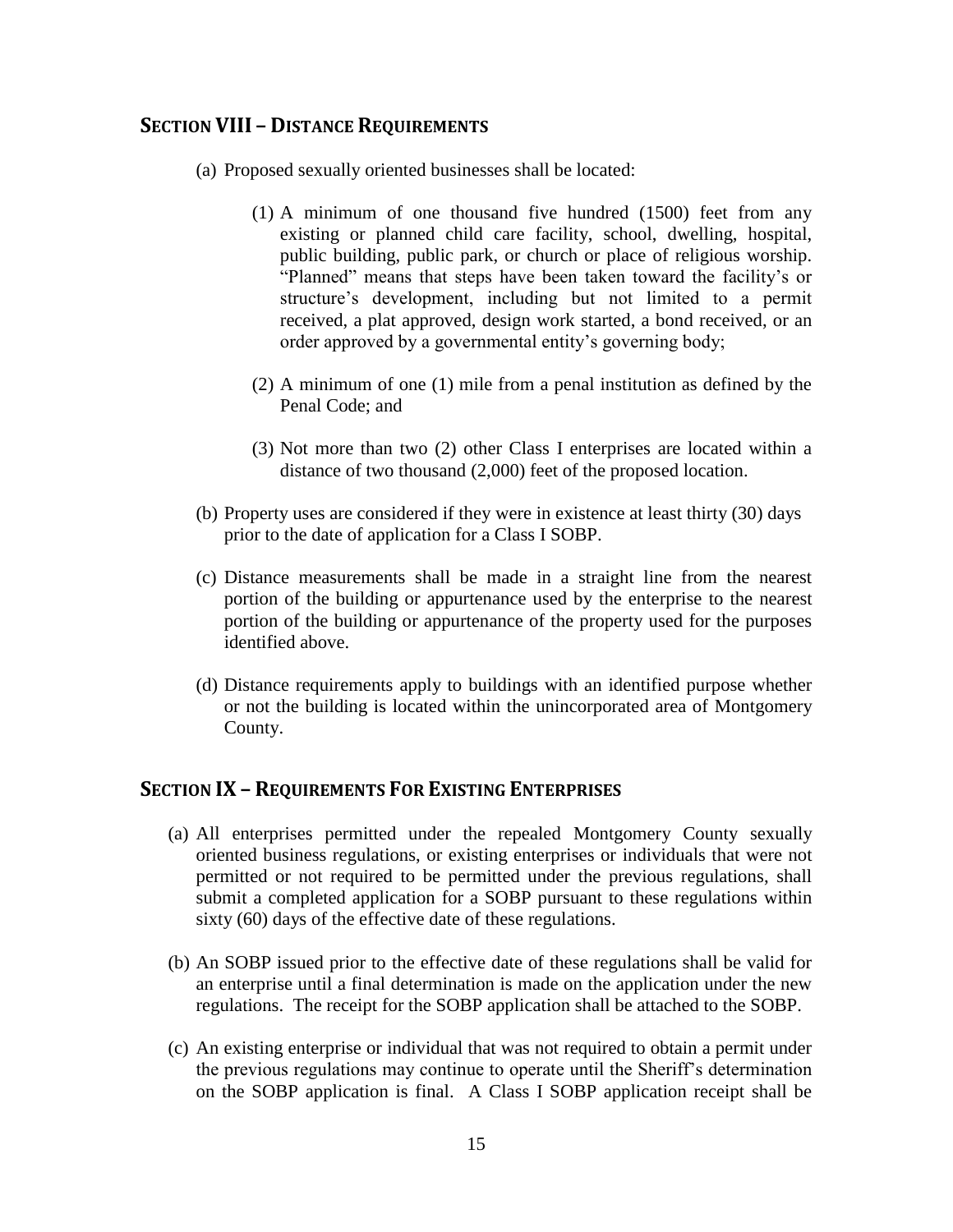## SECTION VIII – DISTANCE REQUIREMENTS

(a) Proposed sexually oriented businesses shall be located:

(1) A minimum of one thousand five hundred (1500) feet from any existing or planned child care facility, school, dwelling, hospital, public building, public park, or church or place of religious worship. "Planned" means that steps have been taken toward the facility's or structure's development, including but not limited to a permit received, a plat approved, design work started, a bond received, or an order approved by a governmental entity's governing body;

(2) A minimum of one (1) mile from a penal institution as defined by the Penal Code; and

(3) Not more than two (2) other Class I enterprises are located within a distance of two thousand (2,000) feet of the proposed location.

(b) Property uses are considered if they were in existence at least thirty (30) days prior to the date of application for a Class I SOBP.

(c) Distance measurements shall be made in a straight line from the nearest portion of the building or appurtenance used by the enterprise to the nearest portion of the building or appurtenance of the property used for the purposes identified above.

(d) Distance requirements apply to buildings with an identified purpose whether or not the building is located within the unincorporated area of Montgomery County.

## SECTION IX – REQUIREMENTS FOR EXISTING ENTERPRISES

(a) All enterprises permitted under the repealed Montgomery County sexually oriented business regulations, or existing enterprises or individuals that were not permitted or not required to be permitted under the previous regulations, shall submit a completed application for a SOBP pursuant to these regulations within sixty (60) days of the effective date of these regulations.

(b) An SOBP issued prior to the effective date of these regulations shall be valid for an enterprise until a final determination is made on the application under the new regulations. The receipt for the SOBP application shall be attached to the SOBP.

(c) An existing enterprise or individual that was not required to obtain a permit under the previous regulations may continue to operate until the Sheriff's determination on the SOBP application is final. A Class I SOBP application receipt shall be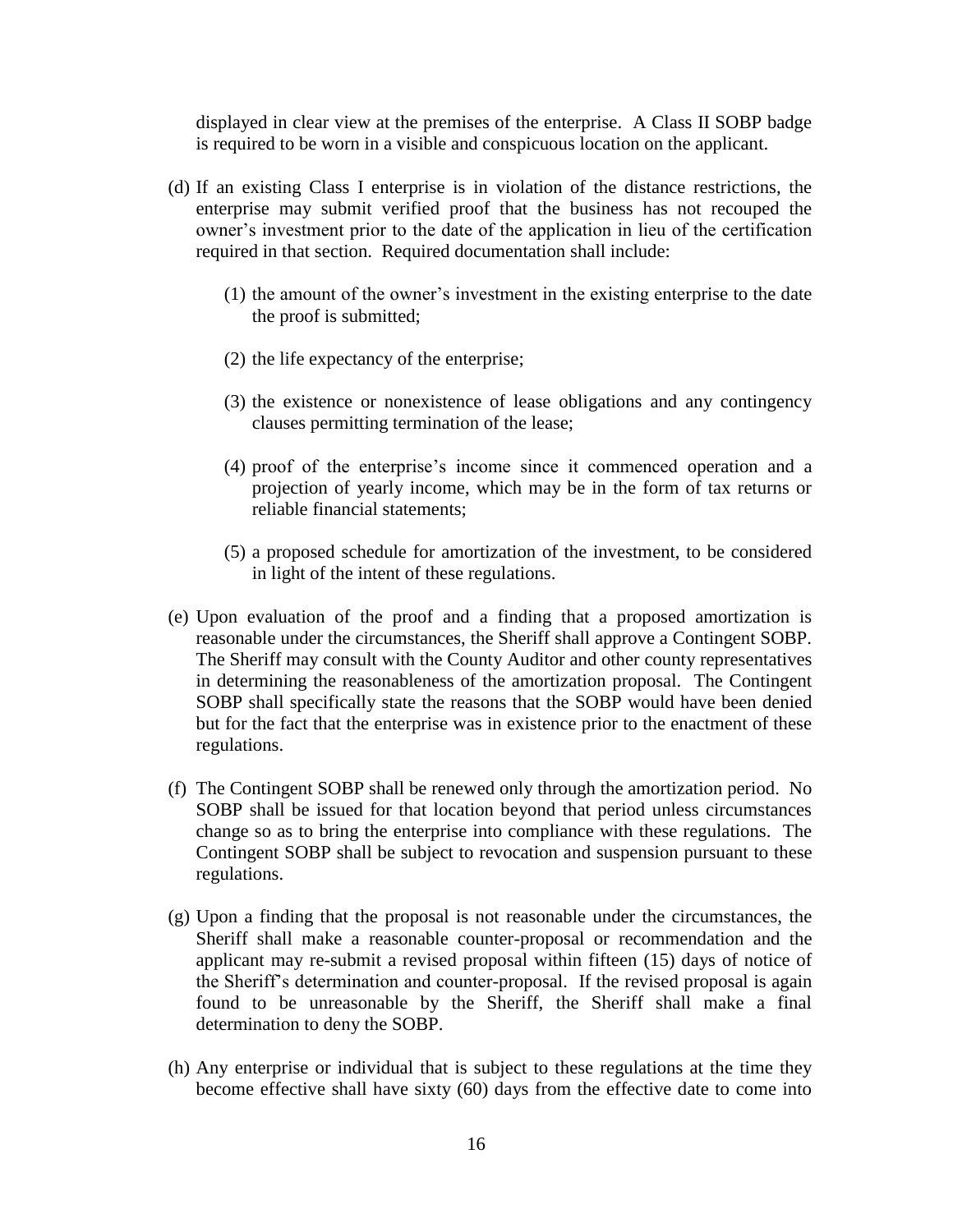displayed in clear view at the premises of the enterprise. A Class II SOBP badge is required to be worn in a visible and conspicuous location on the applicant.

(d) If an existing Class I enterprise is in violation of the distance restrictions, the enterprise may submit verified proof that the business has not recouped the owner's investment prior to the date of the application in lieu of the certification required in that section. Required documentation shall include:

   (1) the amount of the owner's investment in the existing enterprise to the date the proof is submitted;

   (2) the life expectancy of the enterprise;

   (3) the existence or nonexistence of lease obligations and any contingency clauses permitting termination of the lease;

   (4) proof of the enterprise's income since it commenced operation and a projection of yearly income, which may be in the form of tax returns or reliable financial statements;

   (5) a proposed schedule for amortization of the investment, to be considered in light of the intent of these regulations.

(e) Upon evaluation of the proof and a finding that a proposed amortization is reasonable under the circumstances, the Sheriff shall approve a Contingent SOBP. The Sheriff may consult with the County Auditor and other county representatives in determining the reasonableness of the amortization proposal. The Contingent SOBP shall specifically state the reasons that the SOBP would have been denied but for the fact that the enterprise was in existence prior to the enactment of these regulations.

(f) The Contingent SOBP shall be renewed only through the amortization period. No SOBP shall be issued for that location beyond that period unless circumstances change so as to bring the enterprise into compliance with these regulations. The Contingent SOBP shall be subject to revocation and suspension pursuant to these regulations.

(g) Upon a finding that the proposal is not reasonable under the circumstances, the Sheriff shall make a reasonable counter-proposal or recommendation and the applicant may re-submit a revised proposal within fifteen (15) days of notice of the Sheriff's determination and counter-proposal. If the revised proposal is again found to be unreasonable by the Sheriff, the Sheriff shall make a final determination to deny the SOBP.

(h) Any enterprise or individual that is subject to these regulations at the time they become effective shall have sixty (60) days from the effective date to come into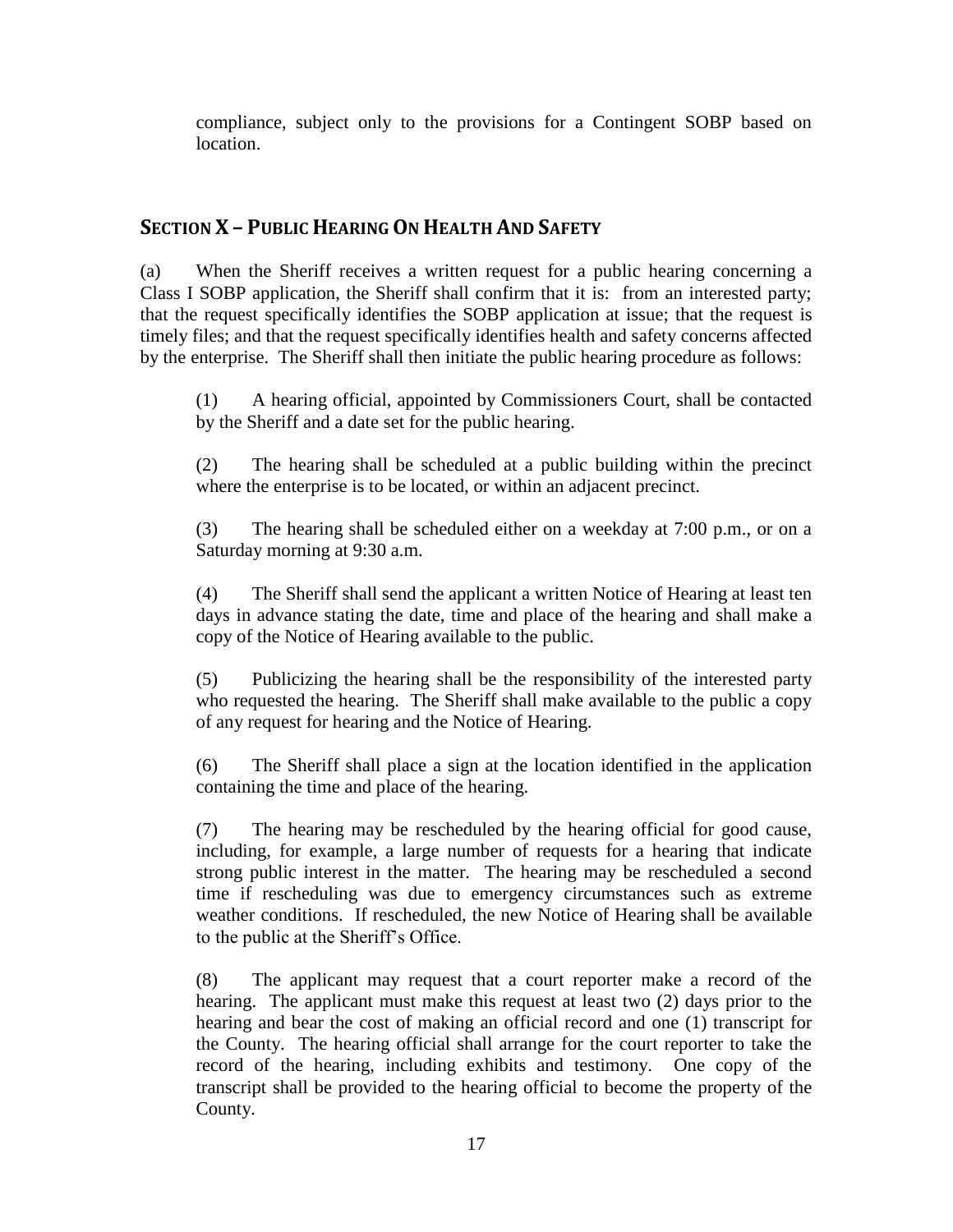compliance, subject only to the provisions for a Contingent SOBP based on location.

## SECTION X – PUBLIC HEARING ON HEALTH AND SAFETY

(a) When the Sheriff receives a written request for a public hearing concerning a Class I SOBP application, the Sheriff shall confirm that it is: from an interested party; that the request specifically identifies the SOBP application at issue; that the request is timely files; and that the request specifically identifies health and safety concerns affected by the enterprise. The Sheriff shall then initiate the public hearing procedure as follows:

(1) A hearing official, appointed by Commissioners Court, shall be contacted by the Sheriff and a date set for the public hearing.

(2) The hearing shall be scheduled at a public building within the precinct where the enterprise is to be located, or within an adjacent precinct.

(3) The hearing shall be scheduled either on a weekday at 7:00 p.m., or on a Saturday morning at 9:30 a.m.

(4) The Sheriff shall send the applicant a written Notice of Hearing at least ten days in advance stating the date, time and place of the hearing and shall make a copy of the Notice of Hearing available to the public.

(5) Publicizing the hearing shall be the responsibility of the interested party who requested the hearing. The Sheriff shall make available to the public a copy of any request for hearing and the Notice of Hearing.

(6) The Sheriff shall place a sign at the location identified in the application containing the time and place of the hearing.

(7) The hearing may be rescheduled by the hearing official for good cause, including, for example, a large number of requests for a hearing that indicate strong public interest in the matter. The hearing may be rescheduled a second time if rescheduling was due to emergency circumstances such as extreme weather conditions. If rescheduled, the new Notice of Hearing shall be available to the public at the Sheriff's Office.

(8) The applicant may request that a court reporter make a record of the hearing. The applicant must make this request at least two (2) days prior to the hearing and bear the cost of making an official record and one (1) transcript for the County. The hearing official shall arrange for the court reporter to take the record of the hearing, including exhibits and testimony. One copy of the transcript shall be provided to the hearing official to become the property of the County.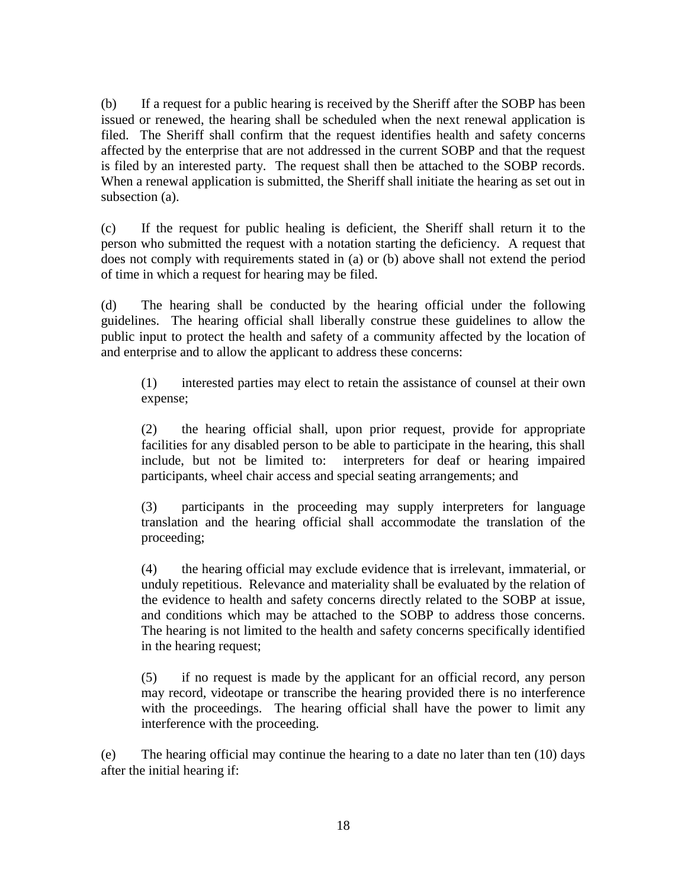(b) If a request for a public hearing is received by the Sheriff after the SOBP has been issued or renewed, the hearing shall be scheduled when the next renewal application is filed. The Sheriff shall confirm that the request identifies health and safety concerns affected by the enterprise that are not addressed in the current SOBP and that the request is filed by an interested party. The request shall then be attached to the SOBP records. When a renewal application is submitted, the Sheriff shall initiate the hearing as set out in subsection (a).

(c) If the request for public healing is deficient, the Sheriff shall return it to the person who submitted the request with a notation starting the deficiency. A request that does not comply with requirements stated in (a) or (b) above shall not extend the period of time in which a request for hearing may be filed.

(d) The hearing shall be conducted by the hearing official under the following guidelines. The hearing official shall liberally construe these guidelines to allow the public input to protect the health and safety of a community affected by the location of and enterprise and to allow the applicant to address these concerns:

> (1) interested parties may elect to retain the assistance of counsel at their own expense;
>
> (2) the hearing official shall, upon prior request, provide for appropriate facilities for any disabled person to be able to participate in the hearing, this shall include, but not be limited to: interpreters for deaf or hearing impaired participants, wheel chair access and special seating arrangements; and
>
> (3) participants in the proceeding may supply interpreters for language translation and the hearing official shall accommodate the translation of the proceeding;
>
> (4) the hearing official may exclude evidence that is irrelevant, immaterial, or unduly repetitious. Relevance and materiality shall be evaluated by the relation of the evidence to health and safety concerns directly related to the SOBP at issue, and conditions which may be attached to the SOBP to address those concerns. The hearing is not limited to the health and safety concerns specifically identified in the hearing request;
>
> (5) if no request is made by the applicant for an official record, any person may record, videotape or transcribe the hearing provided there is no interference with the proceedings. The hearing official shall have the power to limit any interference with the proceeding.

(e) The hearing official may continue the hearing to a date no later than ten (10) days after the initial hearing if: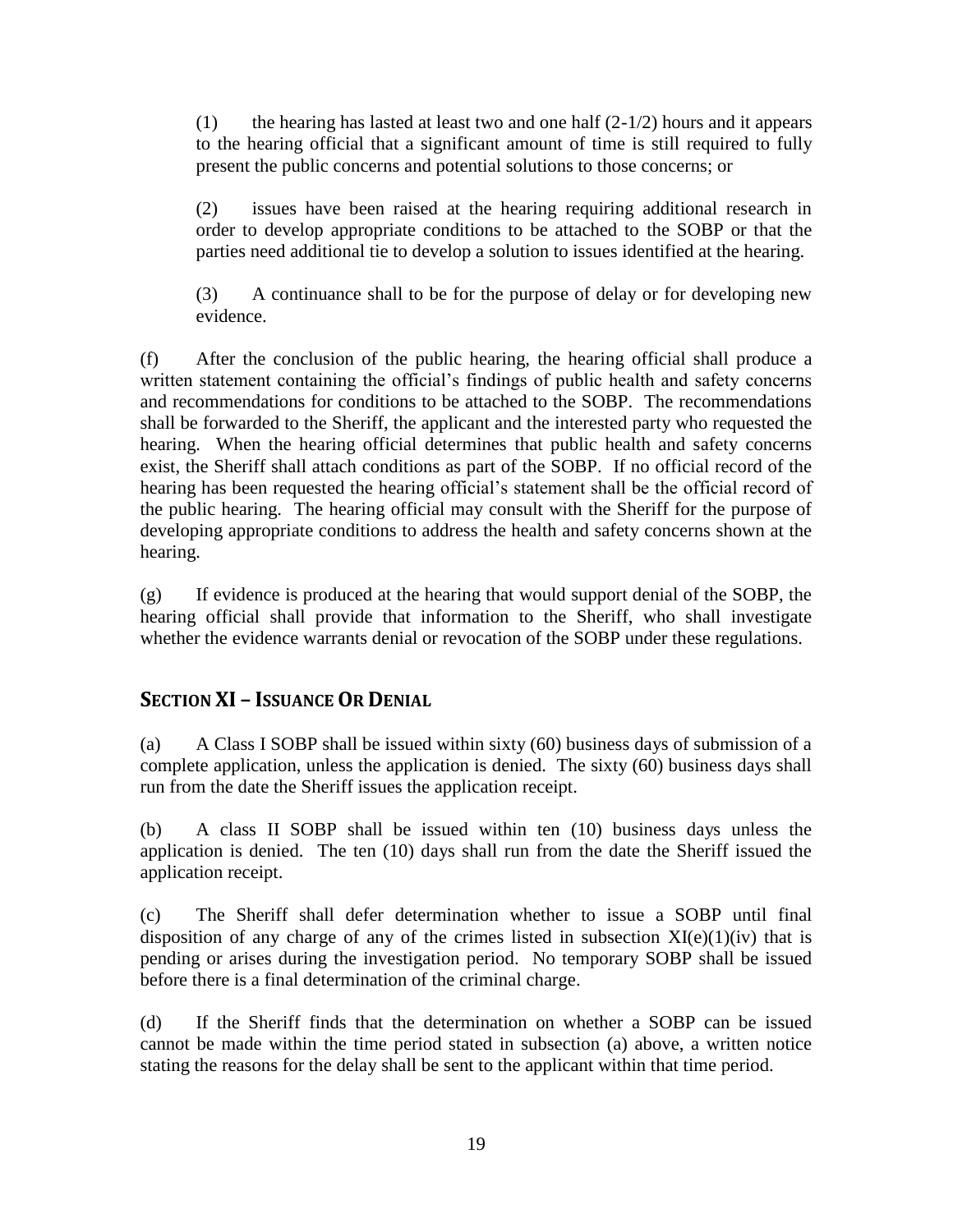(1) the hearing has lasted at least two and one half (2-1/2) hours and it appears to the hearing official that a significant amount of time is still required to fully present the public concerns and potential solutions to those concerns; or

(2) issues have been raised at the hearing requiring additional research in order to develop appropriate conditions to be attached to the SOBP or that the parties need additional tie to develop a solution to issues identified at the hearing.

(3) A continuance shall to be for the purpose of delay or for developing new evidence.

(f) After the conclusion of the public hearing, the hearing official shall produce a written statement containing the official's findings of public health and safety concerns and recommendations for conditions to be attached to the SOBP. The recommendations shall be forwarded to the Sheriff, the applicant and the interested party who requested the hearing. When the hearing official determines that public health and safety concerns exist, the Sheriff shall attach conditions as part of the SOBP. If no official record of the hearing has been requested the hearing official's statement shall be the official record of the public hearing. The hearing official may consult with the Sheriff for the purpose of developing appropriate conditions to address the health and safety concerns shown at the hearing.

(g) If evidence is produced at the hearing that would support denial of the SOBP, the hearing official shall provide that information to the Sheriff, who shall investigate whether the evidence warrants denial or revocation of the SOBP under these regulations.

## SECTION XI – ISSUANCE OR DENIAL

(a) A Class I SOBP shall be issued within sixty (60) business days of submission of a complete application, unless the application is denied. The sixty (60) business days shall run from the date the Sheriff issues the application receipt.

(b) A class II SOBP shall be issued within ten (10) business days unless the application is denied. The ten (10) days shall run from the date the Sheriff issued the application receipt.

(c) The Sheriff shall defer determination whether to issue a SOBP until final disposition of any charge of any of the crimes listed in subsection XI(e)(1)(iv) that is pending or arises during the investigation period. No temporary SOBP shall be issued before there is a final determination of the criminal charge.

(d) If the Sheriff finds that the determination on whether a SOBP can be issued cannot be made within the time period stated in subsection (a) above, a written notice stating the reasons for the delay shall be sent to the applicant within that time period.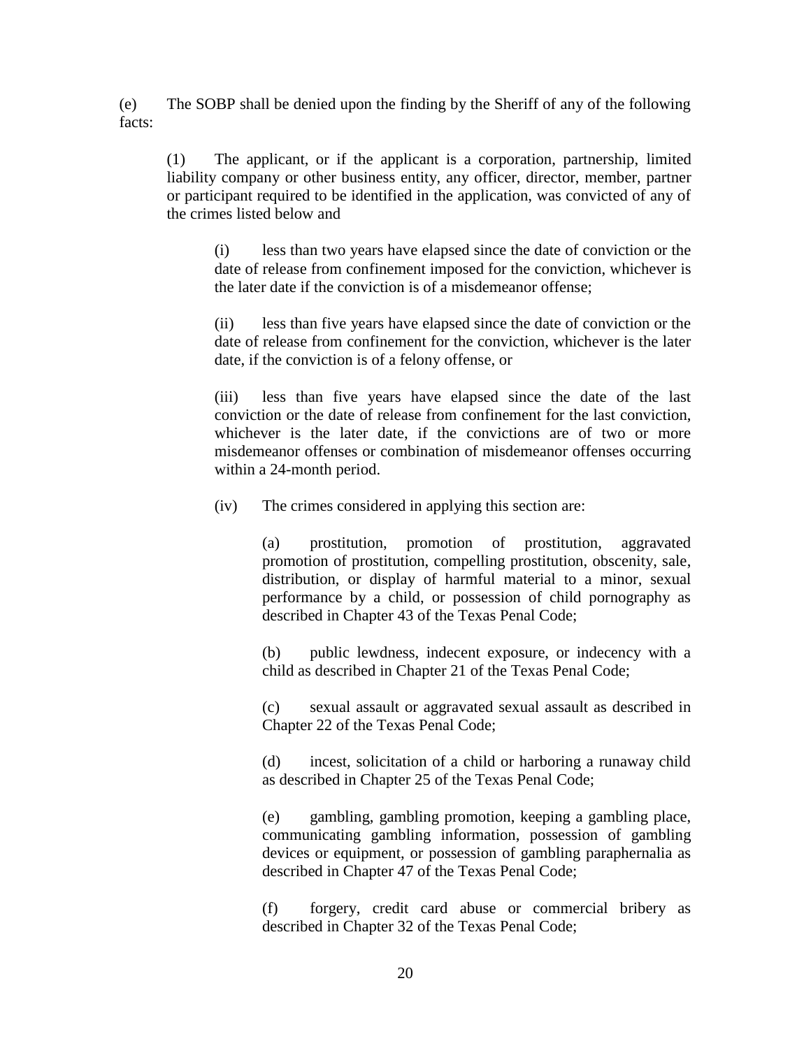(e) The SOBP shall be denied upon the finding by the Sheriff of any of the following facts:

(1) The applicant, or if the applicant is a corporation, partnership, limited liability company or other business entity, any officer, director, member, partner or participant required to be identified in the application, was convicted of any of the crimes listed below and

(i) less than two years have elapsed since the date of conviction or the date of release from confinement imposed for the conviction, whichever is the later date if the conviction is of a misdemeanor offense;

(ii) less than five years have elapsed since the date of conviction or the date of release from confinement for the conviction, whichever is the later date, if the conviction is of a felony offense, or

(iii) less than five years have elapsed since the date of the last conviction or the date of release from confinement for the last conviction, whichever is the later date, if the convictions are of two or more misdemeanor offenses or combination of misdemeanor offenses occurring within a 24-month period.

(iv) The crimes considered in applying this section are:

(a) prostitution, promotion of prostitution, aggravated promotion of prostitution, compelling prostitution, obscenity, sale, distribution, or display of harmful material to a minor, sexual performance by a child, or possession of child pornography as described in Chapter 43 of the Texas Penal Code;

(b) public lewdness, indecent exposure, or indecency with a child as described in Chapter 21 of the Texas Penal Code;

(c) sexual assault or aggravated sexual assault as described in Chapter 22 of the Texas Penal Code;

(d) incest, solicitation of a child or harboring a runaway child as described in Chapter 25 of the Texas Penal Code;

(e) gambling, gambling promotion, keeping a gambling place, communicating gambling information, possession of gambling devices or equipment, or possession of gambling paraphernalia as described in Chapter 47 of the Texas Penal Code;

(f) forgery, credit card abuse or commercial bribery as described in Chapter 32 of the Texas Penal Code;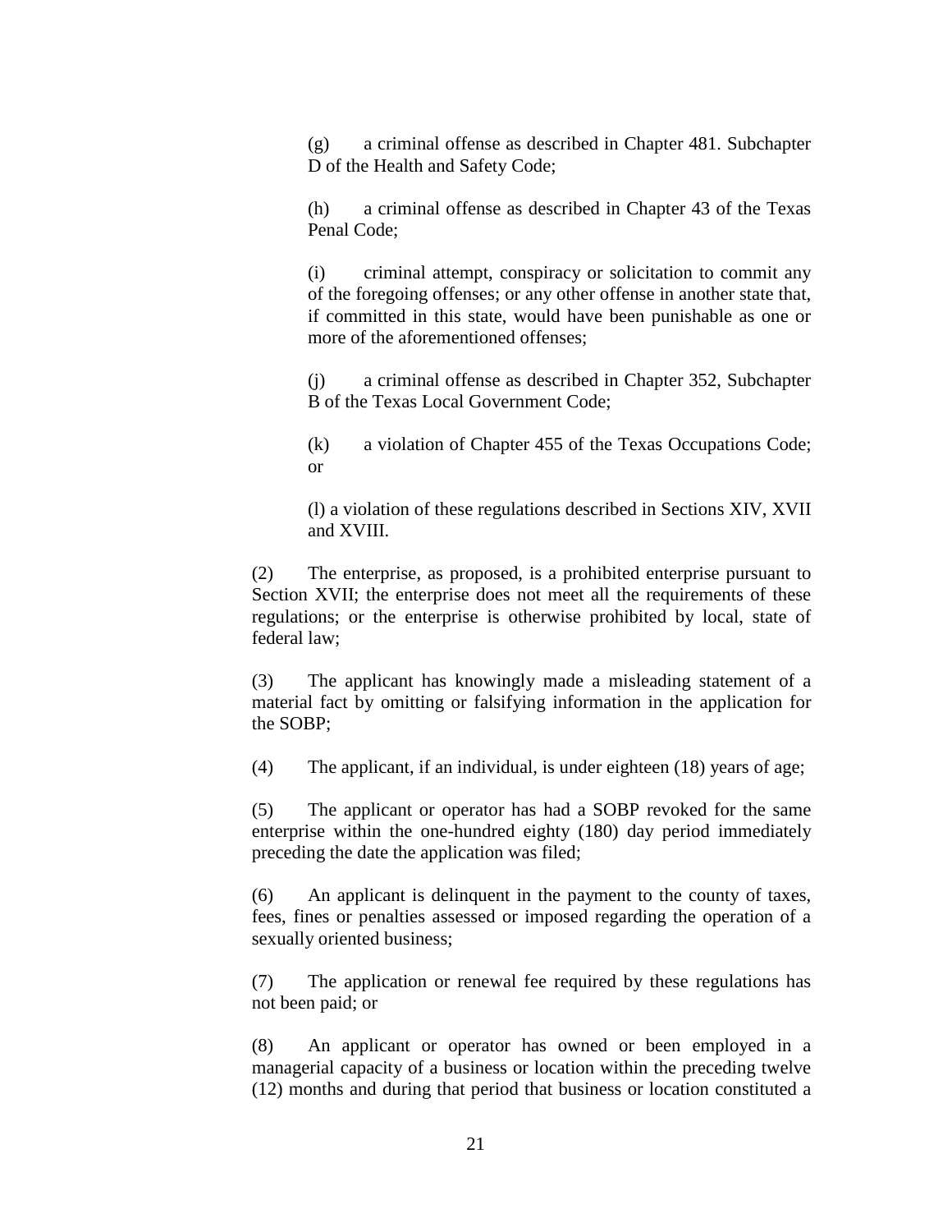(g) a criminal offense as described in Chapter 481. Subchapter D of the Health and Safety Code;

(h) a criminal offense as described in Chapter 43 of the Texas Penal Code;

(i) criminal attempt, conspiracy or solicitation to commit any of the foregoing offenses; or any other offense in another state that, if committed in this state, would have been punishable as one or more of the aforementioned offenses;

(j) a criminal offense as described in Chapter 352, Subchapter B of the Texas Local Government Code;

(k) a violation of Chapter 455 of the Texas Occupations Code; or

(l) a violation of these regulations described in Sections XIV, XVII and XVIII.

(2) The enterprise, as proposed, is a prohibited enterprise pursuant to Section XVII; the enterprise does not meet all the requirements of these regulations; or the enterprise is otherwise prohibited by local, state of federal law;

(3) The applicant has knowingly made a misleading statement of a material fact by omitting or falsifying information in the application for the SOBP;

(4) The applicant, if an individual, is under eighteen (18) years of age;

(5) The applicant or operator has had a SOBP revoked for the same enterprise within the one-hundred eighty (180) day period immediately preceding the date the application was filed;

(6) An applicant is delinquent in the payment to the county of taxes, fees, fines or penalties assessed or imposed regarding the operation of a sexually oriented business;

(7) The application or renewal fee required by these regulations has not been paid; or

(8) An applicant or operator has owned or been employed in a managerial capacity of a business or location within the preceding twelve (12) months and during that period that business or location constituted a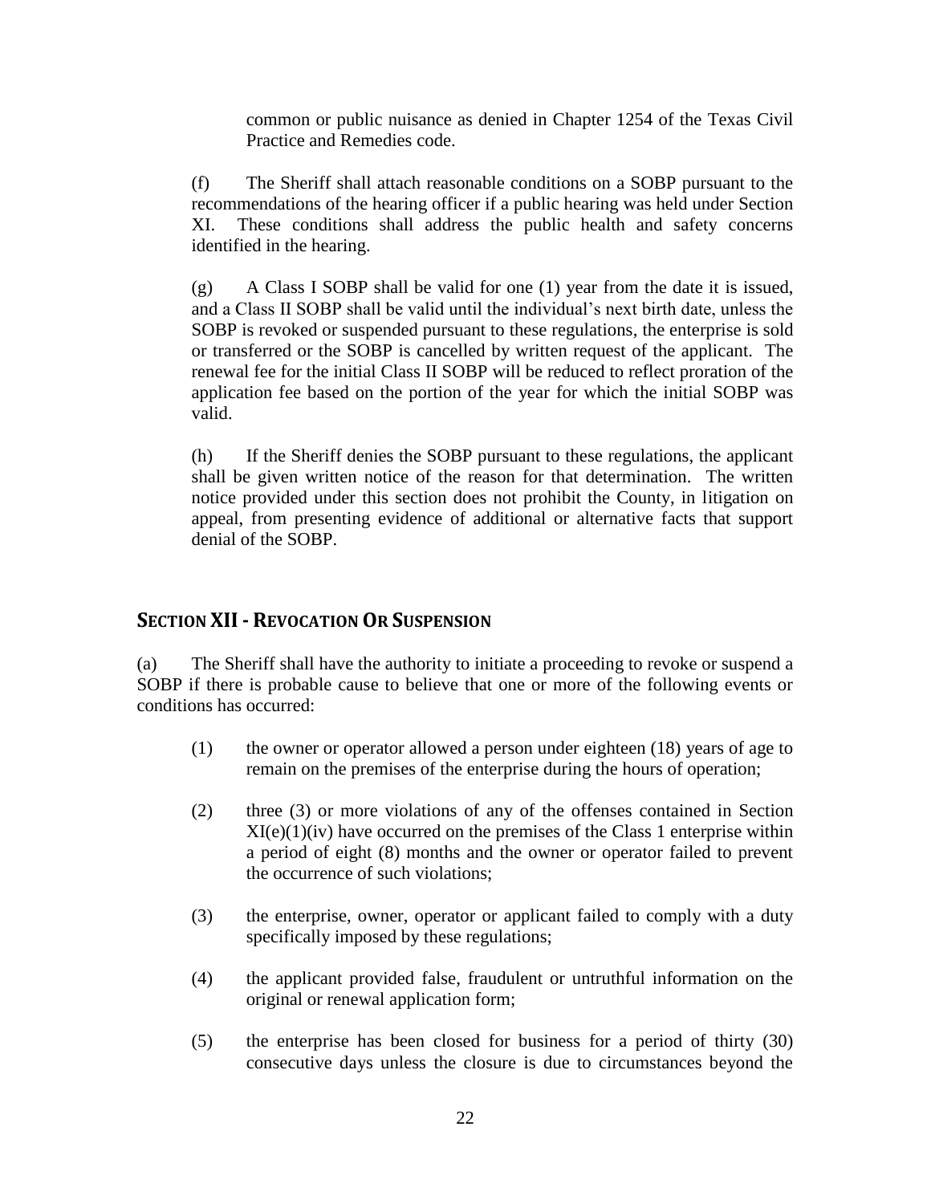common or public nuisance as denied in Chapter 1254 of the Texas Civil Practice and Remedies code.

(f) The Sheriff shall attach reasonable conditions on a SOBP pursuant to the recommendations of the hearing officer if a public hearing was held under Section XI. These conditions shall address the public health and safety concerns identified in the hearing.

(g) A Class I SOBP shall be valid for one (1) year from the date it is issued, and a Class II SOBP shall be valid until the individual's next birth date, unless the SOBP is revoked or suspended pursuant to these regulations, the enterprise is sold or transferred or the SOBP is cancelled by written request of the applicant. The renewal fee for the initial Class II SOBP will be reduced to reflect proration of the application fee based on the portion of the year for which the initial SOBP was valid.

(h) If the Sheriff denies the SOBP pursuant to these regulations, the applicant shall be given written notice of the reason for that determination. The written notice provided under this section does not prohibit the County, in litigation on appeal, from presenting evidence of additional or alternative facts that support denial of the SOBP.

## SECTION XII - REVOCATION OR SUSPENSION

(a) The Sheriff shall have the authority to initiate a proceeding to revoke or suspend a SOBP if there is probable cause to believe that one or more of the following events or conditions has occurred:

(1) the owner or operator allowed a person under eighteen (18) years of age to remain on the premises of the enterprise during the hours of operation;

(2) three (3) or more violations of any of the offenses contained in Section XI(e)(1)(iv) have occurred on the premises of the Class 1 enterprise within a period of eight (8) months and the owner or operator failed to prevent the occurrence of such violations;

(3) the enterprise, owner, operator or applicant failed to comply with a duty specifically imposed by these regulations;

(4) the applicant provided false, fraudulent or untruthful information on the original or renewal application form;

(5) the enterprise has been closed for business for a period of thirty (30) consecutive days unless the closure is due to circumstances beyond the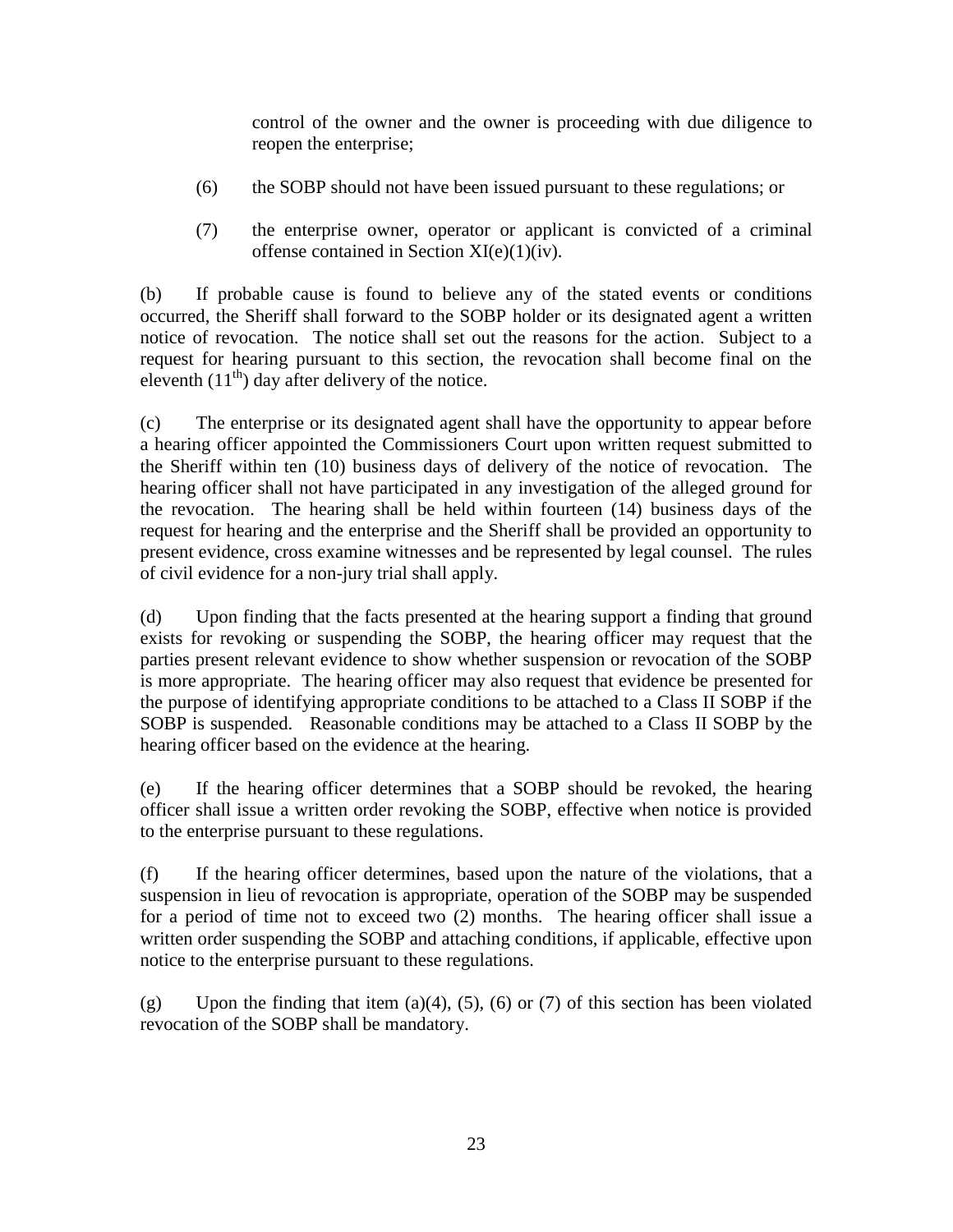control of the owner and the owner is proceeding with due diligence to reopen the enterprise;

(6) the SOBP should not have been issued pursuant to these regulations; or

(7) the enterprise owner, operator or applicant is convicted of a criminal offense contained in Section XI(e)(1)(iv).

(b) If probable cause is found to believe any of the stated events or conditions occurred, the Sheriff shall forward to the SOBP holder or its designated agent a written notice of revocation. The notice shall set out the reasons for the action. Subject to a request for hearing pursuant to this section, the revocation shall become final on the eleventh (11th) day after delivery of the notice.

(c) The enterprise or its designated agent shall have the opportunity to appear before a hearing officer appointed the Commissioners Court upon written request submitted to the Sheriff within ten (10) business days of delivery of the notice of revocation. The hearing officer shall not have participated in any investigation of the alleged ground for the revocation. The hearing shall be held within fourteen (14) business days of the request for hearing and the enterprise and the Sheriff shall be provided an opportunity to present evidence, cross examine witnesses and be represented by legal counsel. The rules of civil evidence for a non-jury trial shall apply.

(d) Upon finding that the facts presented at the hearing support a finding that ground exists for revoking or suspending the SOBP, the hearing officer may request that the parties present relevant evidence to show whether suspension or revocation of the SOBP is more appropriate. The hearing officer may also request that evidence be presented for the purpose of identifying appropriate conditions to be attached to a Class II SOBP if the SOBP is suspended. Reasonable conditions may be attached to a Class II SOBP by the hearing officer based on the evidence at the hearing.

(e) If the hearing officer determines that a SOBP should be revoked, the hearing officer shall issue a written order revoking the SOBP, effective when notice is provided to the enterprise pursuant to these regulations.

(f) If the hearing officer determines, based upon the nature of the violations, that a suspension in lieu of revocation is appropriate, operation of the SOBP may be suspended for a period of time not to exceed two (2) months. The hearing officer shall issue a written order suspending the SOBP and attaching conditions, if applicable, effective upon notice to the enterprise pursuant to these regulations.

(g) Upon the finding that item (a)(4), (5), (6) or (7) of this section has been violated revocation of the SOBP shall be mandatory.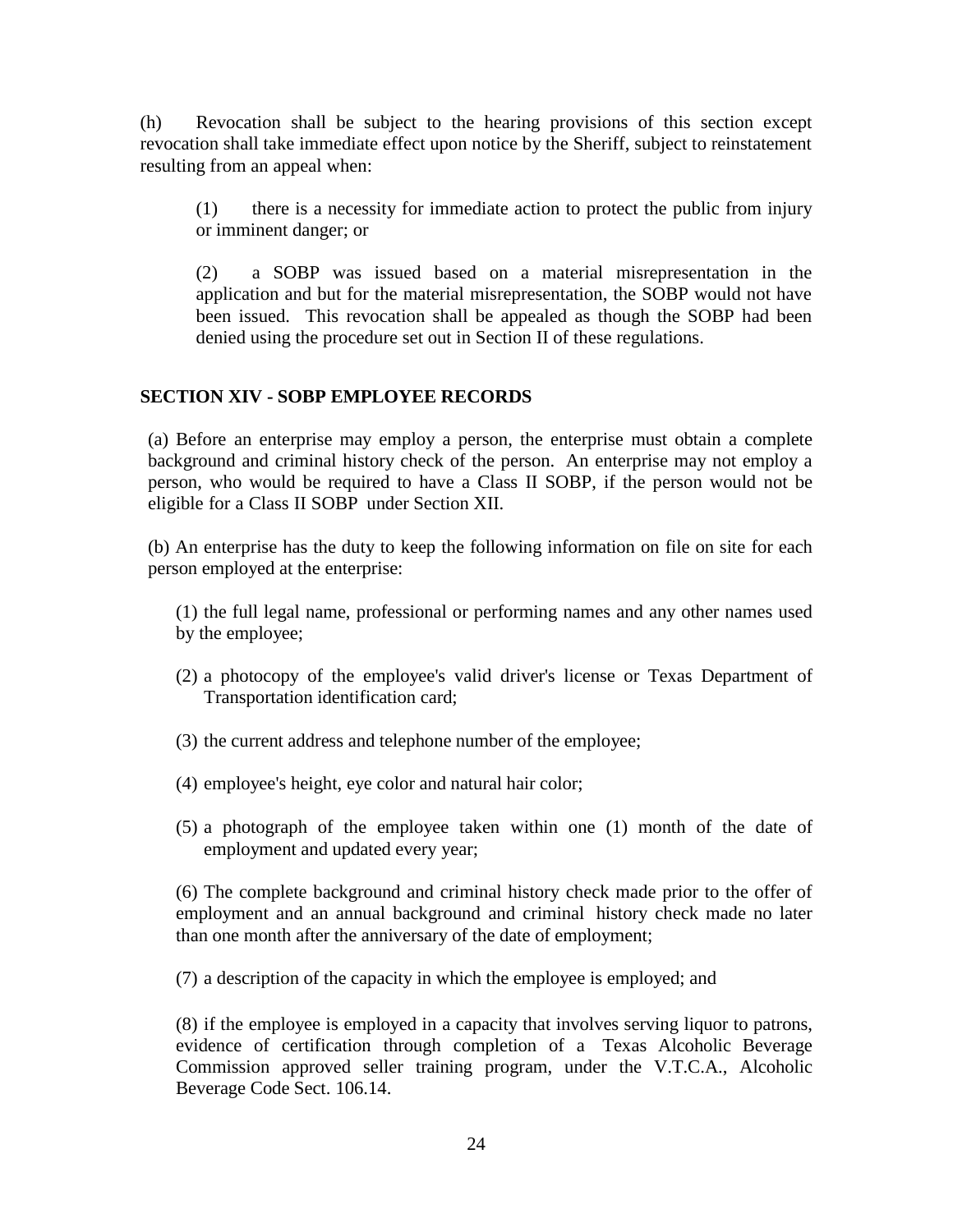(h) Revocation shall be subject to the hearing provisions of this section except revocation shall take immediate effect upon notice by the Sheriff, subject to reinstatement resulting from an appeal when:

(1) there is a necessity for immediate action to protect the public from injury or imminent danger; or

(2) a SOBP was issued based on a material misrepresentation in the application and but for the material misrepresentation, the SOBP would not have been issued. This revocation shall be appealed as though the SOBP had been denied using the procedure set out in Section II of these regulations.

## SECTION XIV - SOBP EMPLOYEE RECORDS

(a) Before an enterprise may employ a person, the enterprise must obtain a complete background and criminal history check of the person. An enterprise may not employ a person, who would be required to have a Class II SOBP, if the person would not be eligible for a Class II SOBP under Section XII.

(b) An enterprise has the duty to keep the following information on file on site for each person employed at the enterprise:

(1) the full legal name, professional or performing names and any other names used by the employee;

(2) a photocopy of the employee's valid driver's license or Texas Department of Transportation identification card;

(3) the current address and telephone number of the employee;

(4) employee's height, eye color and natural hair color;

(5) a photograph of the employee taken within one (1) month of the date of employment and updated every year;

(6) The complete background and criminal history check made prior to the offer of employment and an annual background and criminal history check made no later than one month after the anniversary of the date of employment;

(7) a description of the capacity in which the employee is employed; and

(8) if the employee is employed in a capacity that involves serving liquor to patrons, evidence of certification through completion of a Texas Alcoholic Beverage Commission approved seller training program, under the V.T.C.A., Alcoholic Beverage Code Sect. 106.14.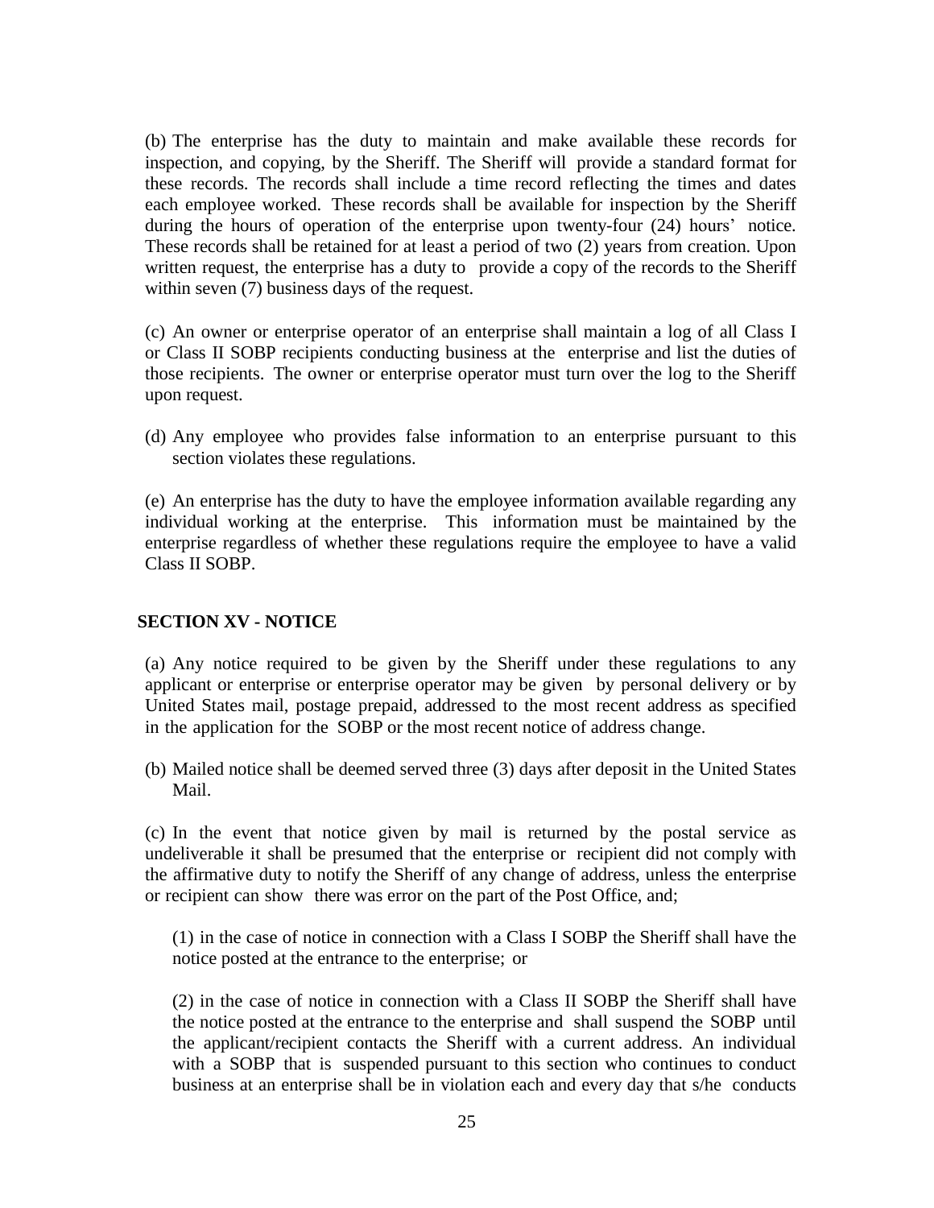(b) The enterprise has the duty to maintain and make available these records for inspection, and copying, by the Sheriff. The Sheriff will provide a standard format for these records. The records shall include a time record reflecting the times and dates each employee worked. These records shall be available for inspection by the Sheriff during the hours of operation of the enterprise upon twenty-four (24) hours' notice. These records shall be retained for at least a period of two (2) years from creation. Upon written request, the enterprise has a duty to provide a copy of the records to the Sheriff within seven (7) business days of the request.

(c) An owner or enterprise operator of an enterprise shall maintain a log of all Class I or Class II SOBP recipients conducting business at the enterprise and list the duties of those recipients. The owner or enterprise operator must turn over the log to the Sheriff upon request.

(d) Any employee who provides false information to an enterprise pursuant to this section violates these regulations.

(e) An enterprise has the duty to have the employee information available regarding any individual working at the enterprise. This information must be maintained by the enterprise regardless of whether these regulations require the employee to have a valid Class II SOBP.

## SECTION XV - NOTICE

(a) Any notice required to be given by the Sheriff under these regulations to any applicant or enterprise or enterprise operator may be given by personal delivery or by United States mail, postage prepaid, addressed to the most recent address as specified in the application for the SOBP or the most recent notice of address change.

(b) Mailed notice shall be deemed served three (3) days after deposit in the United States Mail.

(c) In the event that notice given by mail is returned by the postal service as undeliverable it shall be presumed that the enterprise or recipient did not comply with the affirmative duty to notify the Sheriff of any change of address, unless the enterprise or recipient can show there was error on the part of the Post Office, and;

(1) in the case of notice in connection with a Class I SOBP the Sheriff shall have the notice posted at the entrance to the enterprise; or

(2) in the case of notice in connection with a Class II SOBP the Sheriff shall have the notice posted at the entrance to the enterprise and shall suspend the SOBP until the applicant/recipient contacts the Sheriff with a current address. An individual with a SOBP that is suspended pursuant to this section who continues to conduct business at an enterprise shall be in violation each and every day that s/he conducts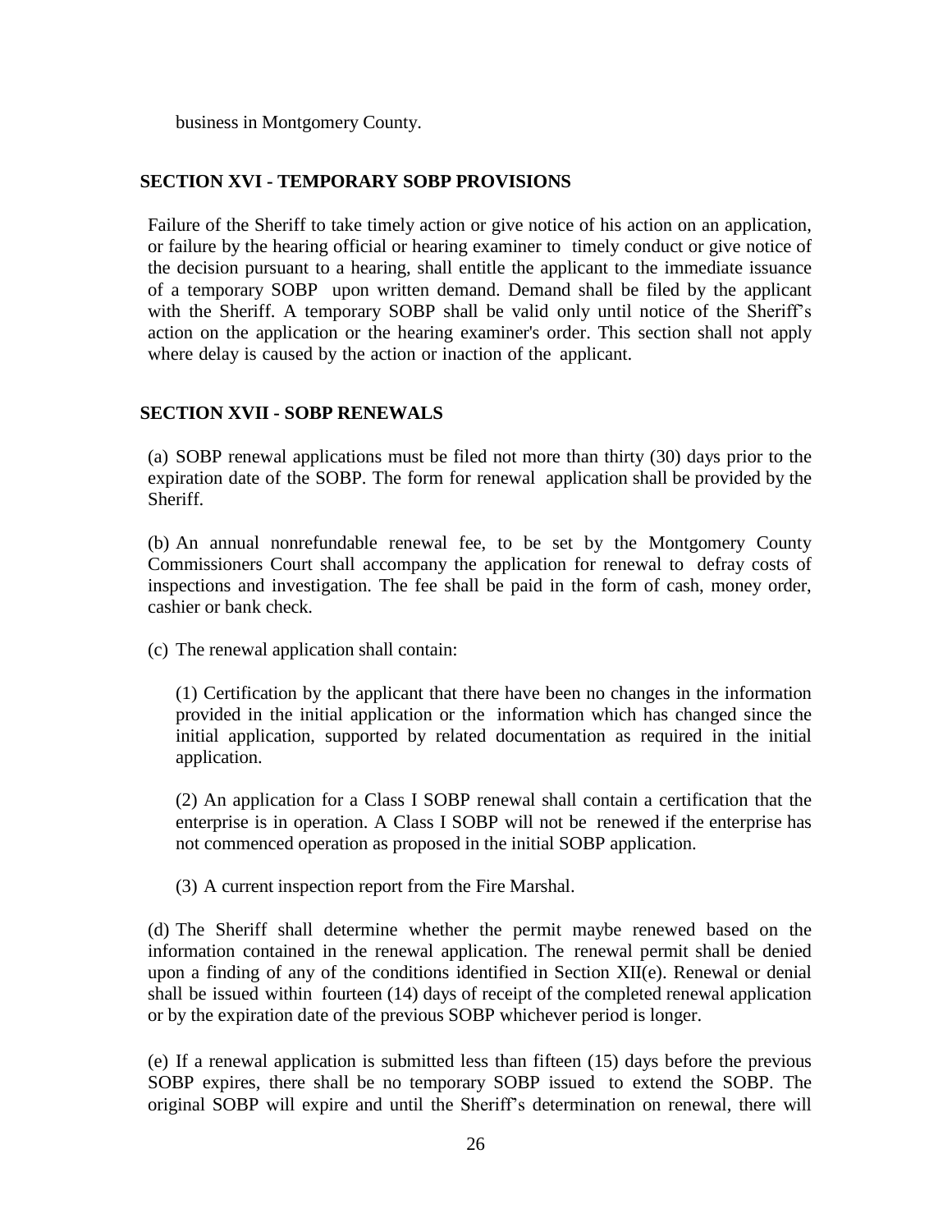business in Montgomery County.

## SECTION XVI - TEMPORARY SOBP PROVISIONS

Failure of the Sheriff to take timely action or give notice of his action on an application, or failure by the hearing official or hearing examiner to timely conduct or give notice of the decision pursuant to a hearing, shall entitle the applicant to the immediate issuance of a temporary SOBP upon written demand. Demand shall be filed by the applicant with the Sheriff. A temporary SOBP shall be valid only until notice of the Sheriff's action on the application or the hearing examiner's order. This section shall not apply where delay is caused by the action or inaction of the applicant.

## SECTION XVII - SOBP RENEWALS

(a) SOBP renewal applications must be filed not more than thirty (30) days prior to the expiration date of the SOBP. The form for renewal application shall be provided by the Sheriff.

(b) An annual nonrefundable renewal fee, to be set by the Montgomery County Commissioners Court shall accompany the application for renewal to defray costs of inspections and investigation. The fee shall be paid in the form of cash, money order, cashier or bank check.

(c) The renewal application shall contain:

(1) Certification by the applicant that there have been no changes in the information provided in the initial application or the information which has changed since the initial application, supported by related documentation as required in the initial application.

(2) An application for a Class I SOBP renewal shall contain a certification that the enterprise is in operation. A Class I SOBP will not be renewed if the enterprise has not commenced operation as proposed in the initial SOBP application.

(3) A current inspection report from the Fire Marshal.

(d) The Sheriff shall determine whether the permit maybe renewed based on the information contained in the renewal application. The renewal permit shall be denied upon a finding of any of the conditions identified in Section XII(e). Renewal or denial shall be issued within fourteen (14) days of receipt of the completed renewal application or by the expiration date of the previous SOBP whichever period is longer.

(e) If a renewal application is submitted less than fifteen (15) days before the previous SOBP expires, there shall be no temporary SOBP issued to extend the SOBP. The original SOBP will expire and until the Sheriff's determination on renewal, there will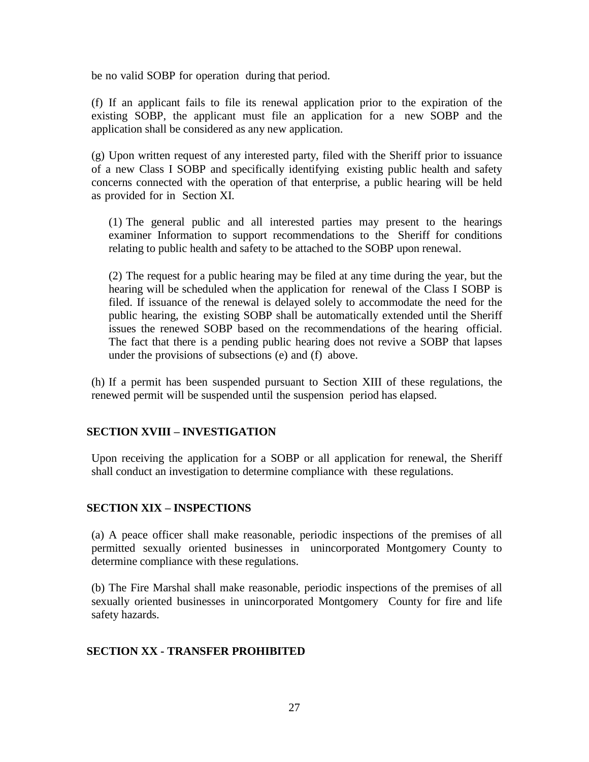be no valid SOBP for operation during that period.

(f) If an applicant fails to file its renewal application prior to the expiration of the existing SOBP, the applicant must file an application for a new SOBP and the application shall be considered as any new application.

(g) Upon written request of any interested party, filed with the Sheriff prior to issuance of a new Class I SOBP and specifically identifying existing public health and safety concerns connected with the operation of that enterprise, a public hearing will be held as provided for in Section XI.

(1) The general public and all interested parties may present to the hearings examiner Information to support recommendations to the Sheriff for conditions relating to public health and safety to be attached to the SOBP upon renewal.

(2) The request for a public hearing may be filed at any time during the year, but the hearing will be scheduled when the application for renewal of the Class I SOBP is filed. If issuance of the renewal is delayed solely to accommodate the need for the public hearing, the existing SOBP shall be automatically extended until the Sheriff issues the renewed SOBP based on the recommendations of the hearing official. The fact that there is a pending public hearing does not revive a SOBP that lapses under the provisions of subsections (e) and (f) above.

(h) If a permit has been suspended pursuant to Section XIII of these regulations, the renewed permit will be suspended until the suspension period has elapsed.

## SECTION XVIII – INVESTIGATION

Upon receiving the application for a SOBP or all application for renewal, the Sheriff shall conduct an investigation to determine compliance with these regulations.

## SECTION XIX – INSPECTIONS

(a) A peace officer shall make reasonable, periodic inspections of the premises of all permitted sexually oriented businesses in unincorporated Montgomery County to determine compliance with these regulations.

(b) The Fire Marshal shall make reasonable, periodic inspections of the premises of all sexually oriented businesses in unincorporated Montgomery County for fire and life safety hazards.

## SECTION XX - TRANSFER PROHIBITED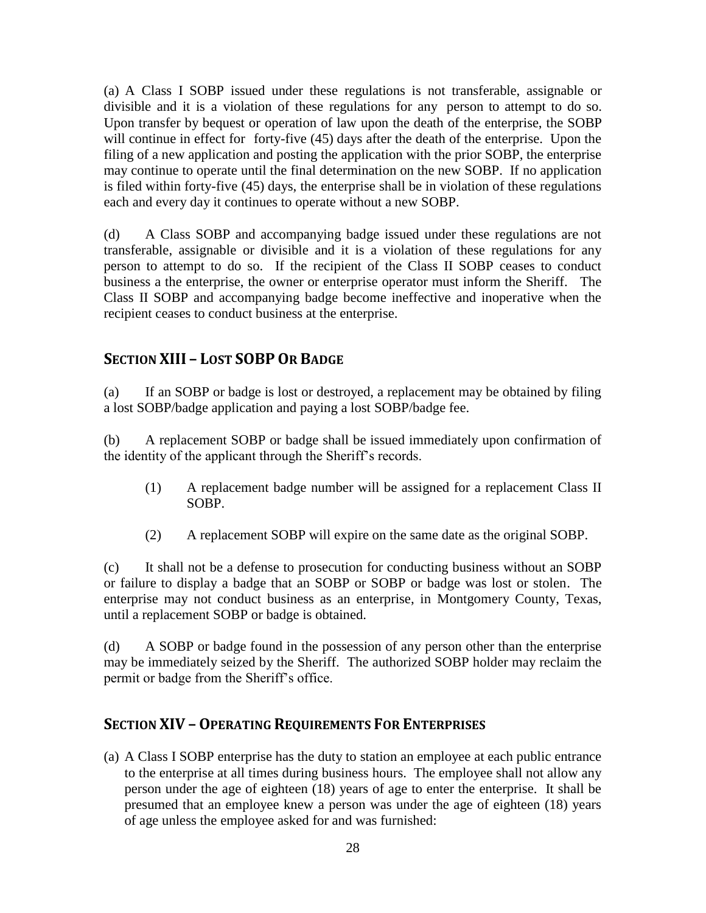(a) A Class I SOBP issued under these regulations is not transferable, assignable or divisible and it is a violation of these regulations for any person to attempt to do so. Upon transfer by bequest or operation of law upon the death of the enterprise, the SOBP will continue in effect for forty-five (45) days after the death of the enterprise. Upon the filing of a new application and posting the application with the prior SOBP, the enterprise may continue to operate until the final determination on the new SOBP. If no application is filed within forty-five (45) days, the enterprise shall be in violation of these regulations each and every day it continues to operate without a new SOBP.

(d) A Class SOBP and accompanying badge issued under these regulations are not transferable, assignable or divisible and it is a violation of these regulations for any person to attempt to do so. If the recipient of the Class II SOBP ceases to conduct business a the enterprise, the owner or enterprise operator must inform the Sheriff. The Class II SOBP and accompanying badge become ineffective and inoperative when the recipient ceases to conduct business at the enterprise.

## SECTION XIII – LOST SOBP OR BADGE

(a) If an SOBP or badge is lost or destroyed, a replacement may be obtained by filing a lost SOBP/badge application and paying a lost SOBP/badge fee.

(b) A replacement SOBP or badge shall be issued immediately upon confirmation of the identity of the applicant through the Sheriff's records.

> (1) A replacement badge number will be assigned for a replacement Class II SOBP.
>
> (2) A replacement SOBP will expire on the same date as the original SOBP.

(c) It shall not be a defense to prosecution for conducting business without an SOBP or failure to display a badge that an SOBP or SOBP or badge was lost or stolen. The enterprise may not conduct business as an enterprise, in Montgomery County, Texas, until a replacement SOBP or badge is obtained.

(d) A SOBP or badge found in the possession of any person other than the enterprise may be immediately seized by the Sheriff. The authorized SOBP holder may reclaim the permit or badge from the Sheriff's office.

## SECTION XIV – OPERATING REQUIREMENTS FOR ENTERPRISES

(a) A Class I SOBP enterprise has the duty to station an employee at each public entrance to the enterprise at all times during business hours. The employee shall not allow any person under the age of eighteen (18) years of age to enter the enterprise. It shall be presumed that an employee knew a person was under the age of eighteen (18) years of age unless the employee asked for and was furnished: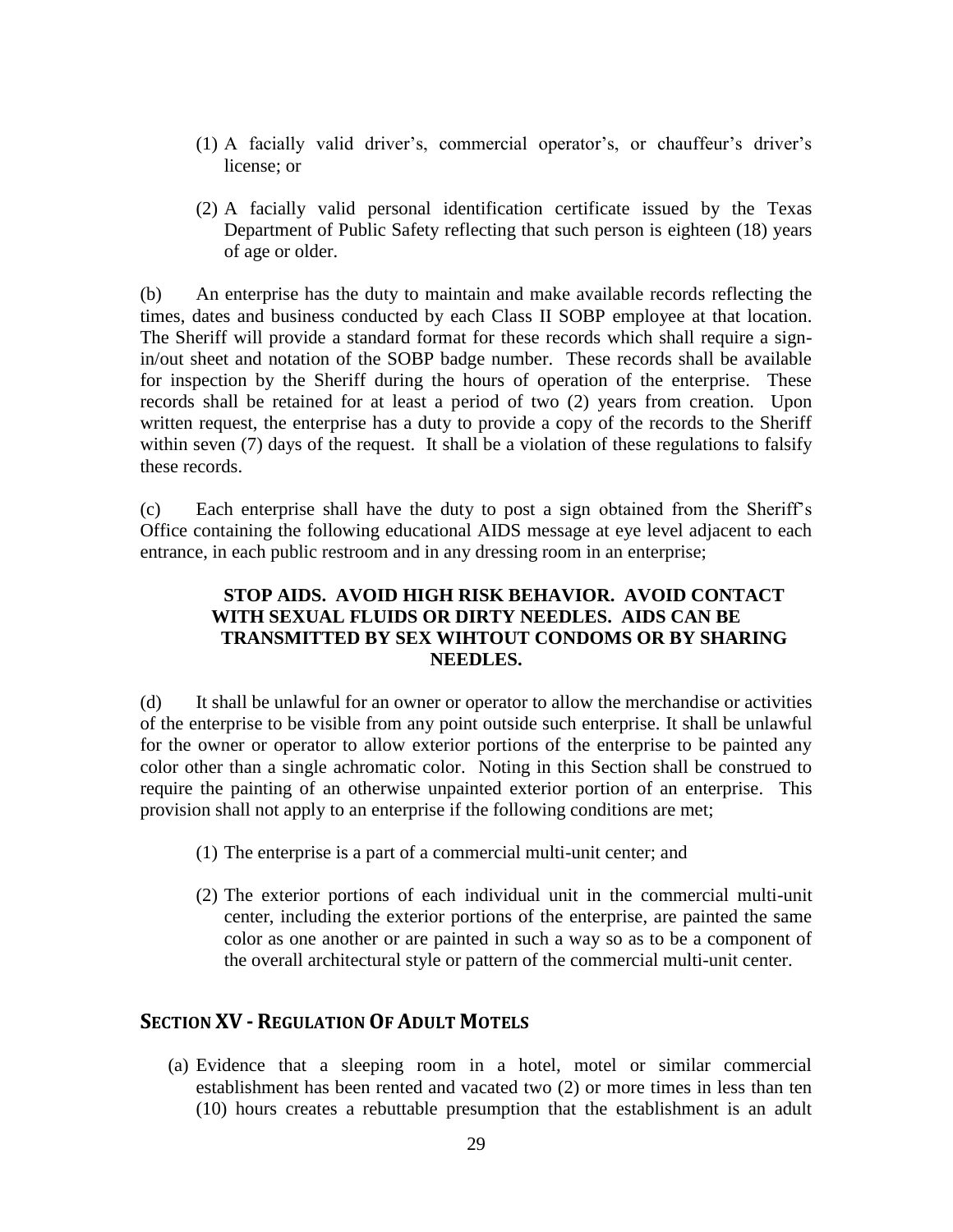(1) A facially valid driver's, commercial operator's, or chauffeur's driver's license; or

(2) A facially valid personal identification certificate issued by the Texas Department of Public Safety reflecting that such person is eighteen (18) years of age or older.

(b) An enterprise has the duty to maintain and make available records reflecting the times, dates and business conducted by each Class II SOBP employee at that location. The Sheriff will provide a standard format for these records which shall require a sign-in/out sheet and notation of the SOBP badge number. These records shall be available for inspection by the Sheriff during the hours of operation of the enterprise. These records shall be retained for at least a period of two (2) years from creation. Upon written request, the enterprise has a duty to provide a copy of the records to the Sheriff within seven (7) days of the request. It shall be a violation of these regulations to falsify these records.

(c) Each enterprise shall have the duty to post a sign obtained from the Sheriff's Office containing the following educational AIDS message at eye level adjacent to each entrance, in each public restroom and in any dressing room in an enterprise;

**STOP AIDS. AVOID HIGH RISK BEHAVIOR. AVOID CONTACT WITH SEXUAL FLUIDS OR DIRTY NEEDLES. AIDS CAN BE TRANSMITTED BY SEX WIHTOUT CONDOMS OR BY SHARING NEEDLES.**

(d) It shall be unlawful for an owner or operator to allow the merchandise or activities of the enterprise to be visible from any point outside such enterprise. It shall be unlawful for the owner or operator to allow exterior portions of the enterprise to be painted any color other than a single achromatic color. Noting in this Section shall be construed to require the painting of an otherwise unpainted exterior portion of an enterprise. This provision shall not apply to an enterprise if the following conditions are met;

(1) The enterprise is a part of a commercial multi-unit center; and

(2) The exterior portions of each individual unit in the commercial multi-unit center, including the exterior portions of the enterprise, are painted the same color as one another or are painted in such a way so as to be a component of the overall architectural style or pattern of the commercial multi-unit center.

## SECTION XV - REGULATION OF ADULT MOTELS

(a) Evidence that a sleeping room in a hotel, motel or similar commercial establishment has been rented and vacated two (2) or more times in less than ten (10) hours creates a rebuttable presumption that the establishment is an adult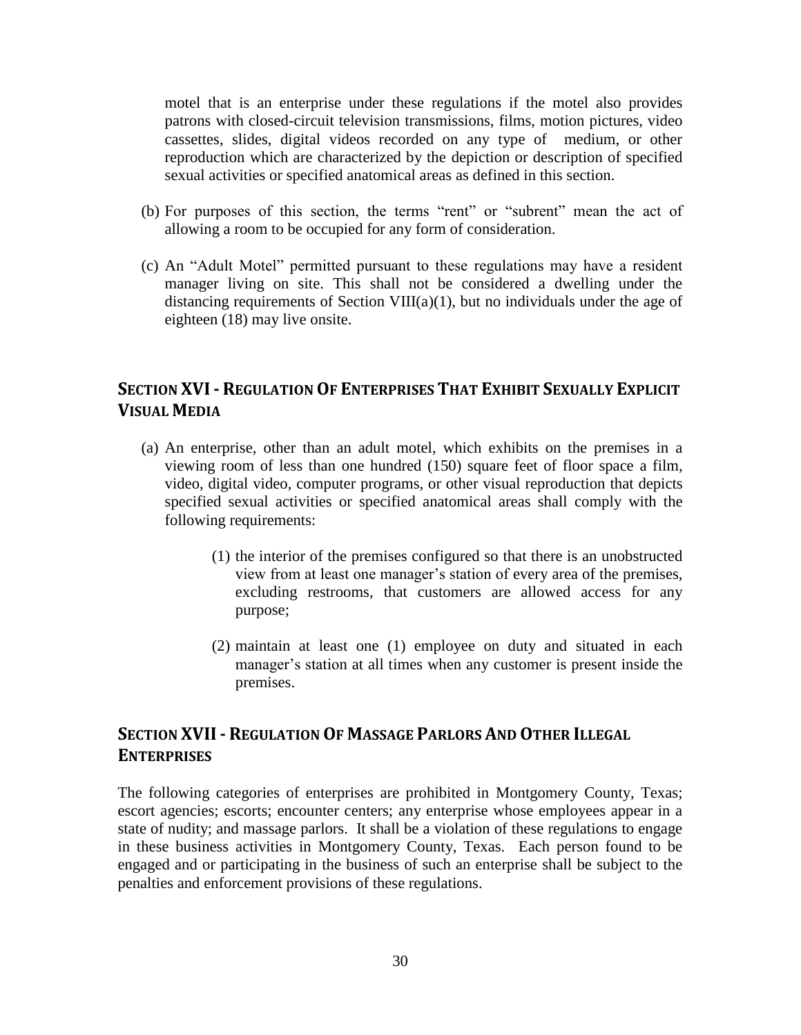motel that is an enterprise under these regulations if the motel also provides patrons with closed-circuit television transmissions, films, motion pictures, video cassettes, slides, digital videos recorded on any type of medium, or other reproduction which are characterized by the depiction or description of specified sexual activities or specified anatomical areas as defined in this section.

(b) For purposes of this section, the terms "rent" or "subrent" mean the act of allowing a room to be occupied for any form of consideration.

(c) An "Adult Motel" permitted pursuant to these regulations may have a resident manager living on site. This shall not be considered a dwelling under the distancing requirements of Section VIII(a)(1), but no individuals under the age of eighteen (18) may live onsite.

## SECTION XVI - REGULATION OF ENTERPRISES THAT EXHIBIT SEXUALLY EXPLICIT VISUAL MEDIA

(a) An enterprise, other than an adult motel, which exhibits on the premises in a viewing room of less than one hundred (150) square feet of floor space a film, video, digital video, computer programs, or other visual reproduction that depicts specified sexual activities or specified anatomical areas shall comply with the following requirements:

(1) the interior of the premises configured so that there is an unobstructed view from at least one manager's station of every area of the premises, excluding restrooms, that customers are allowed access for any purpose;

(2) maintain at least one (1) employee on duty and situated in each manager's station at all times when any customer is present inside the premises.

## SECTION XVII - REGULATION OF MASSAGE PARLORS AND OTHER ILLEGAL ENTERPRISES

The following categories of enterprises are prohibited in Montgomery County, Texas; escort agencies; escorts; encounter centers; any enterprise whose employees appear in a state of nudity; and massage parlors. It shall be a violation of these regulations to engage in these business activities in Montgomery County, Texas. Each person found to be engaged and or participating in the business of such an enterprise shall be subject to the penalties and enforcement provisions of these regulations.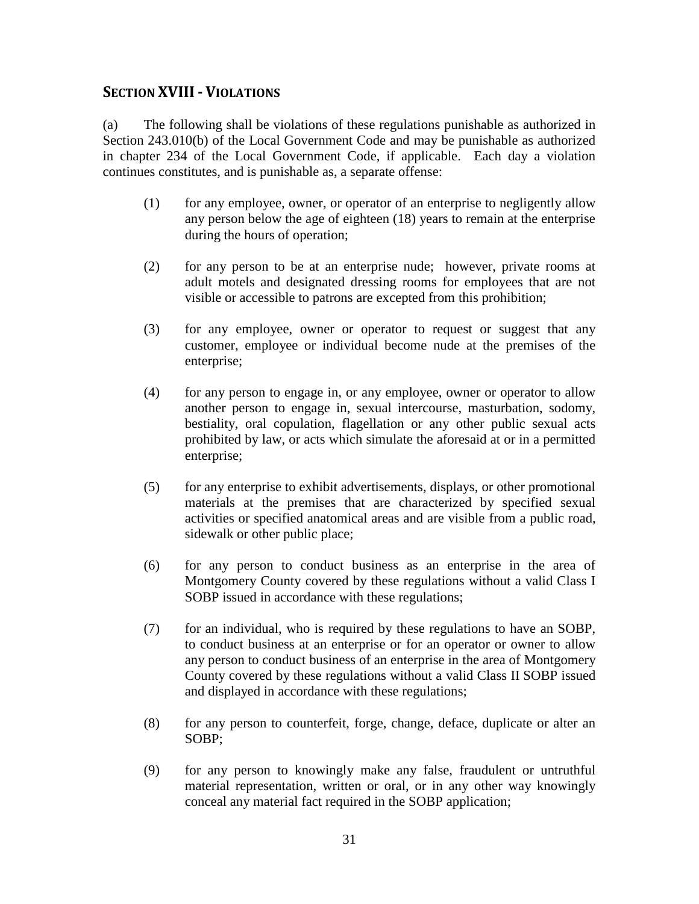## SECTION XVIII - VIOLATIONS

(a) The following shall be violations of these regulations punishable as authorized in Section 243.010(b) of the Local Government Code and may be punishable as authorized in chapter 234 of the Local Government Code, if applicable. Each day a violation continues constitutes, and is punishable as, a separate offense:

(1) for any employee, owner, or operator of an enterprise to negligently allow any person below the age of eighteen (18) years to remain at the enterprise during the hours of operation;

(2) for any person to be at an enterprise nude; however, private rooms at adult motels and designated dressing rooms for employees that are not visible or accessible to patrons are excepted from this prohibition;

(3) for any employee, owner or operator to request or suggest that any customer, employee or individual become nude at the premises of the enterprise;

(4) for any person to engage in, or any employee, owner or operator to allow another person to engage in, sexual intercourse, masturbation, sodomy, bestiality, oral copulation, flagellation or any other public sexual acts prohibited by law, or acts which simulate the aforesaid at or in a permitted enterprise;

(5) for any enterprise to exhibit advertisements, displays, or other promotional materials at the premises that are characterized by specified sexual activities or specified anatomical areas and are visible from a public road, sidewalk or other public place;

(6) for any person to conduct business as an enterprise in the area of Montgomery County covered by these regulations without a valid Class I SOBP issued in accordance with these regulations;

(7) for an individual, who is required by these regulations to have an SOBP, to conduct business at an enterprise or for an operator or owner to allow any person to conduct business of an enterprise in the area of Montgomery County covered by these regulations without a valid Class II SOBP issued and displayed in accordance with these regulations;

(8) for any person to counterfeit, forge, change, deface, duplicate or alter an SOBP;

(9) for any person to knowingly make any false, fraudulent or untruthful material representation, written or oral, or in any other way knowingly conceal any material fact required in the SOBP application;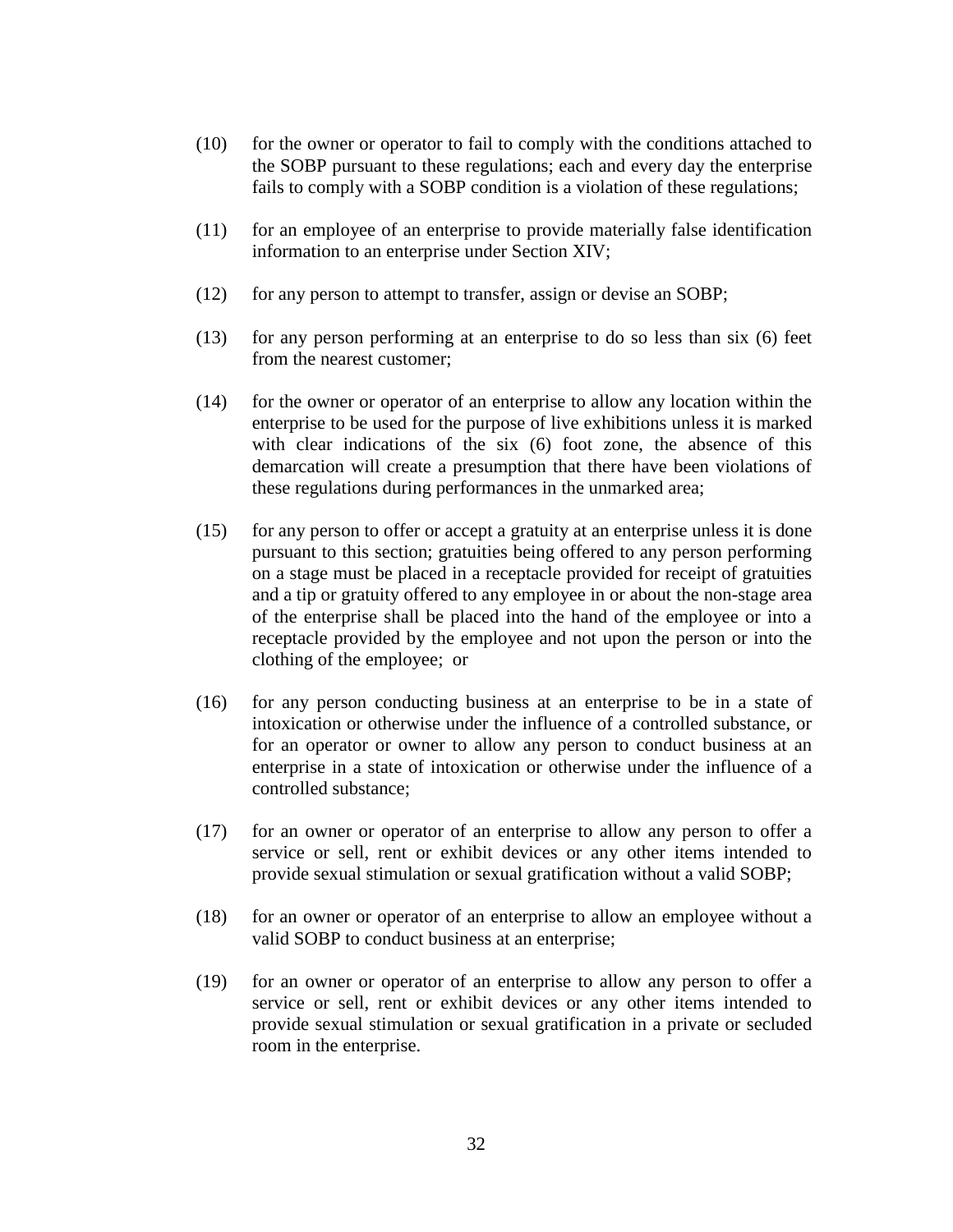(10) for the owner or operator to fail to comply with the conditions attached to the SOBP pursuant to these regulations; each and every day the enterprise fails to comply with a SOBP condition is a violation of these regulations;

(11) for an employee of an enterprise to provide materially false identification information to an enterprise under Section XIV;

(12) for any person to attempt to transfer, assign or devise an SOBP;

(13) for any person performing at an enterprise to do so less than six (6) feet from the nearest customer;

(14) for the owner or operator of an enterprise to allow any location within the enterprise to be used for the purpose of live exhibitions unless it is marked with clear indications of the six (6) foot zone, the absence of this demarcation will create a presumption that there have been violations of these regulations during performances in the unmarked area;

(15) for any person to offer or accept a gratuity at an enterprise unless it is done pursuant to this section; gratuities being offered to any person performing on a stage must be placed in a receptacle provided for receipt of gratuities and a tip or gratuity offered to any employee in or about the non-stage area of the enterprise shall be placed into the hand of the employee or into a receptacle provided by the employee and not upon the person or into the clothing of the employee; or

(16) for any person conducting business at an enterprise to be in a state of intoxication or otherwise under the influence of a controlled substance, or for an operator or owner to allow any person to conduct business at an enterprise in a state of intoxication or otherwise under the influence of a controlled substance;

(17) for an owner or operator of an enterprise to allow any person to offer a service or sell, rent or exhibit devices or any other items intended to provide sexual stimulation or sexual gratification without a valid SOBP;

(18) for an owner or operator of an enterprise to allow an employee without a valid SOBP to conduct business at an enterprise;

(19) for an owner or operator of an enterprise to allow any person to offer a service or sell, rent or exhibit devices or any other items intended to provide sexual stimulation or sexual gratification in a private or secluded room in the enterprise.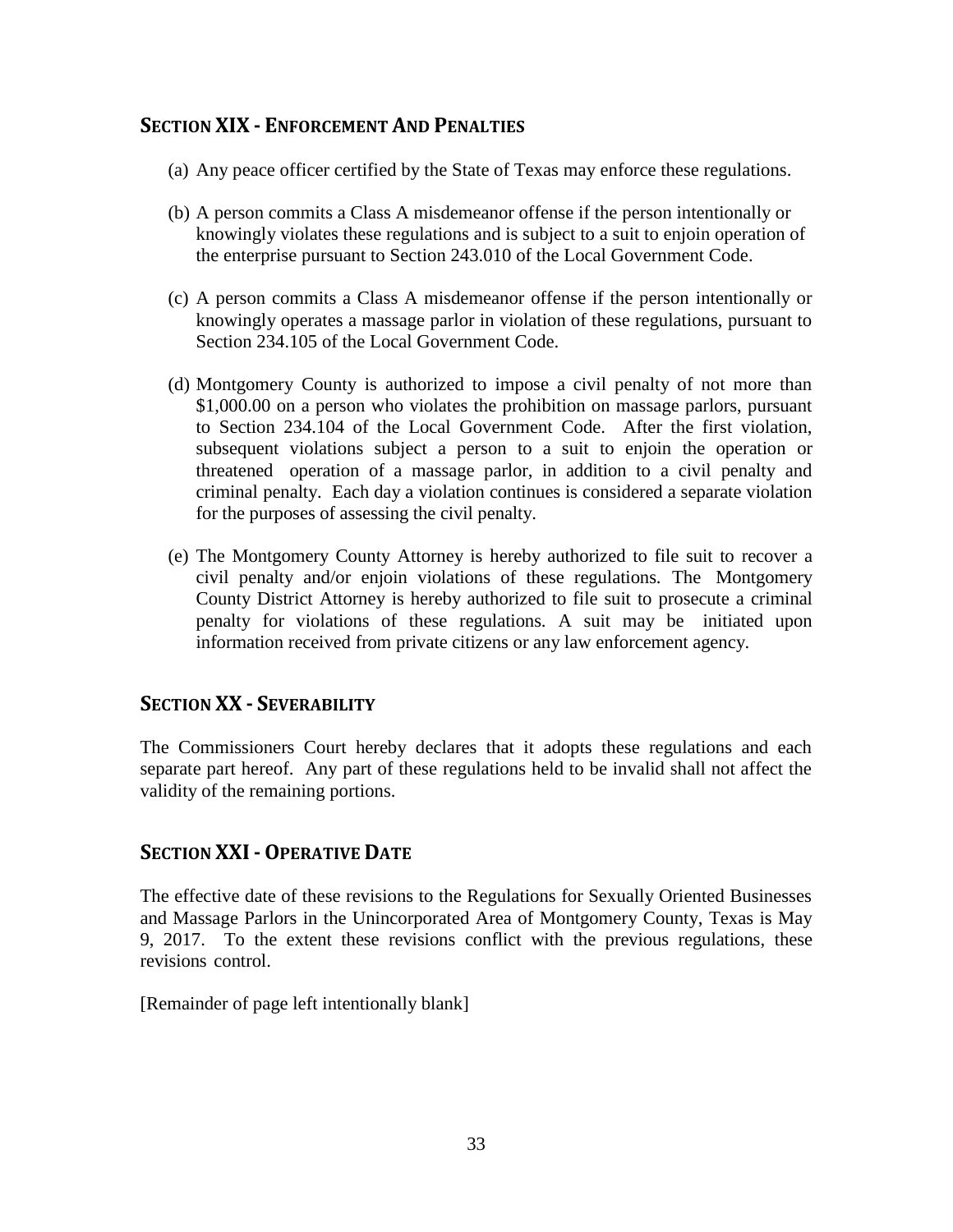## SECTION XIX - ENFORCEMENT AND PENALTIES

(a) Any peace officer certified by the State of Texas may enforce these regulations.

(b) A person commits a Class A misdemeanor offense if the person intentionally or knowingly violates these regulations and is subject to a suit to enjoin operation of the enterprise pursuant to Section 243.010 of the Local Government Code.

(c) A person commits a Class A misdemeanor offense if the person intentionally or knowingly operates a massage parlor in violation of these regulations, pursuant to Section 234.105 of the Local Government Code.

(d) Montgomery County is authorized to impose a civil penalty of not more than $1,000.00 on a person who violates the prohibition on massage parlors, pursuant to Section 234.104 of the Local Government Code. After the first violation, subsequent violations subject a person to a suit to enjoin the operation or threatened operation of a massage parlor, in addition to a civil penalty and criminal penalty. Each day a violation continues is considered a separate violation for the purposes of assessing the civil penalty.

(e) The Montgomery County Attorney is hereby authorized to file suit to recover a civil penalty and/or enjoin violations of these regulations. The Montgomery County District Attorney is hereby authorized to file suit to prosecute a criminal penalty for violations of these regulations. A suit may be initiated upon information received from private citizens or any law enforcement agency.

## SECTION XX - SEVERABILITY

The Commissioners Court hereby declares that it adopts these regulations and each separate part hereof. Any part of these regulations held to be invalid shall not affect the validity of the remaining portions.

## SECTION XXI - OPERATIVE DATE

The effective date of these revisions to the Regulations for Sexually Oriented Businesses and Massage Parlors in the Unincorporated Area of Montgomery County, Texas is May 9, 2017. To the extent these revisions conflict with the previous regulations, these revisions control.

[Remainder of page left intentionally blank]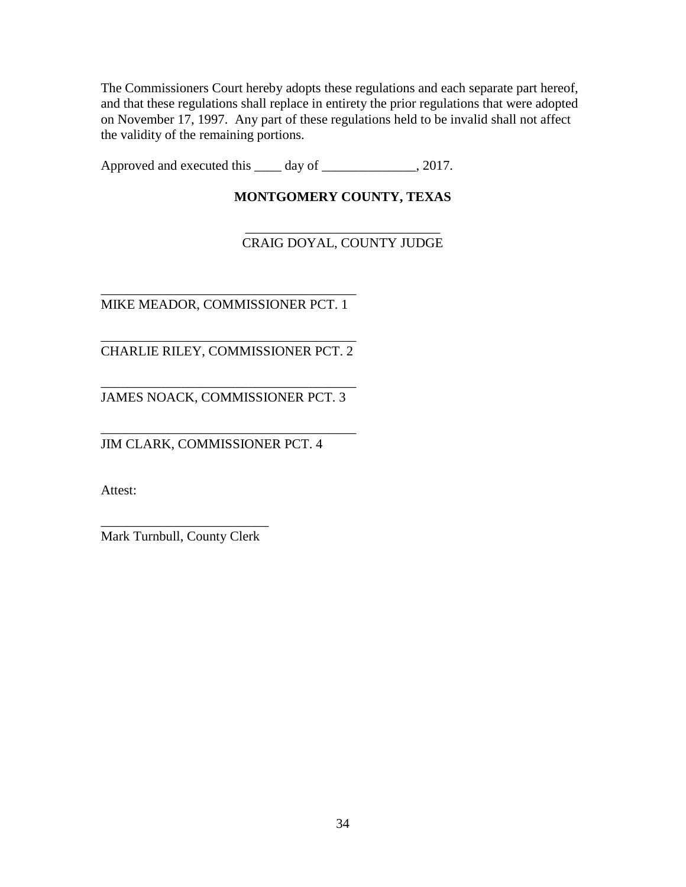The Commissioners Court hereby adopts these regulations and each separate part hereof, and that these regulations shall replace in entirety the prior regulations that were adopted on November 17, 1997. Any part of these regulations held to be invalid shall not affect the validity of the remaining portions.

Approved and executed this ____ day of ______________, 2017.

**MONTGOMERY COUNTY, TEXAS**

_____________________________
CRAIG DOYAL, COUNTY JUDGE

_____________________________________
MIKE MEADOR, COMMISSIONER PCT. 1

_____________________________________
CHARLIE RILEY, COMMISSIONER PCT. 2

_____________________________________
JAMES NOACK, COMMISSIONER PCT. 3

_____________________________________
JIM CLARK, COMMISSIONER PCT. 4

Attest:

_________________________
Mark Turnbull, County Clerk